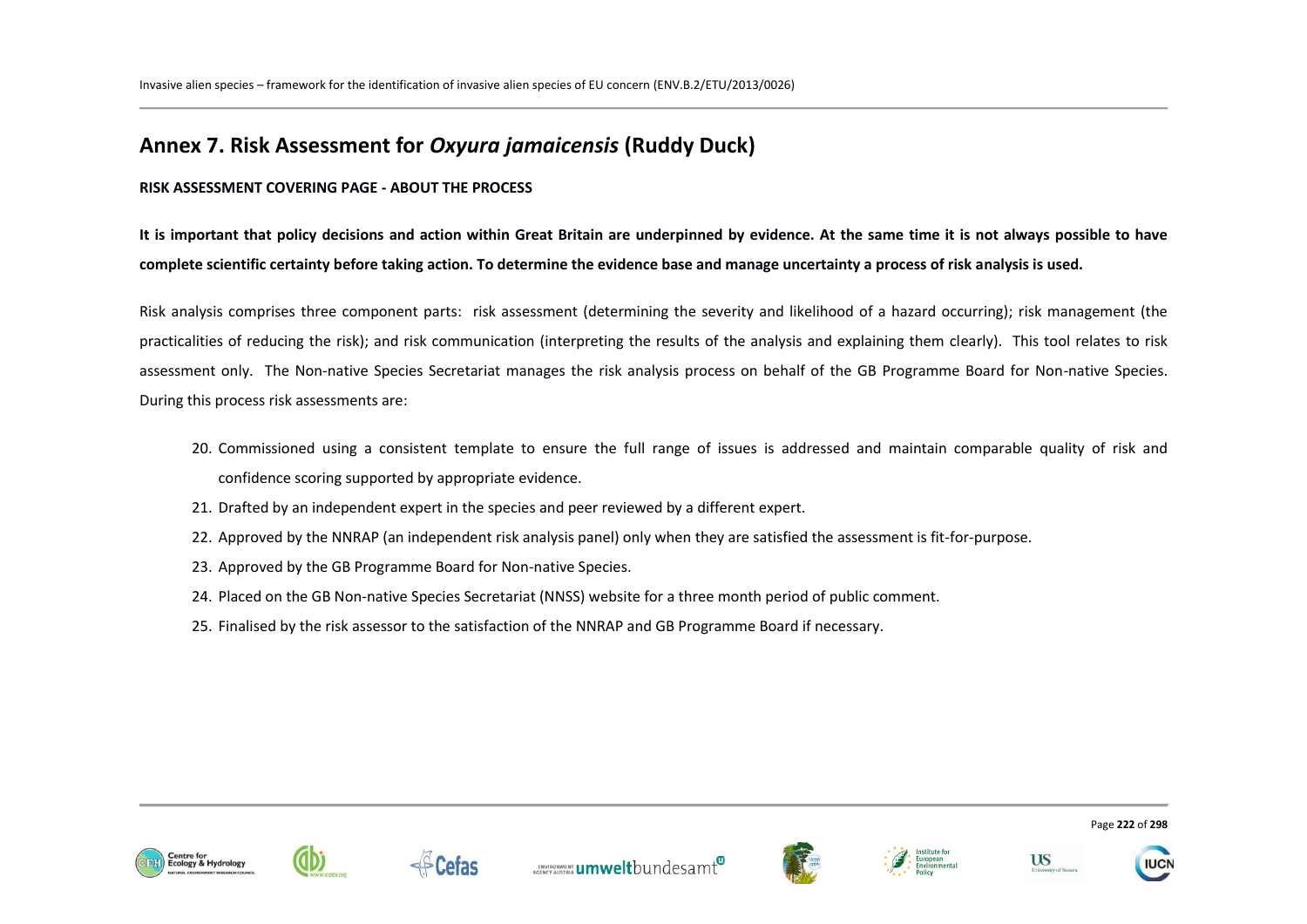# Annex 7. Risk Assessment for *Oxyura jamaicensis* (Ruddy Duck)

**RISK ASSESSMENT COVERING PAGE - ABOUT THE PROCESS**

**It is important that policy decisions and action within Great Britain are underpinned by evidence. At the same time it is not always possible to have complete scientific certainty before taking action. To determine the evidence base and manage uncertainty a process of risk analysis is used.**

Risk analysis comprises three component parts: risk assessment (determining the severity and likelihood of a hazard occurring); risk management (the practicalities of reducing the risk); and risk communication (interpreting the results of the analysis and explaining them clearly). This tool relates to risk assessment only. The Non-native Species Secretariat manages the risk analysis process on behalf of the GB Programme Board for Non-native Species. During this process risk assessments are:

20. Commissioned using a consistent template to ensure the full range of issues is addressed and maintain comparable quality of risk and confidence scoring supported by appropriate evidence.
21. Drafted by an independent expert in the species and peer reviewed by a different expert.
22. Approved by the NNRAP (an independent risk analysis panel) only when they are satisfied the assessment is fit-for-purpose.
23. Approved by the GB Programme Board for Non-native Species.
24. Placed on the GB Non-native Species Secretariat (NNSS) website for a three month period of public comment.
25. Finalised by the risk assessor to the satisfaction of the NNRAP and GB Programme Board if necessary.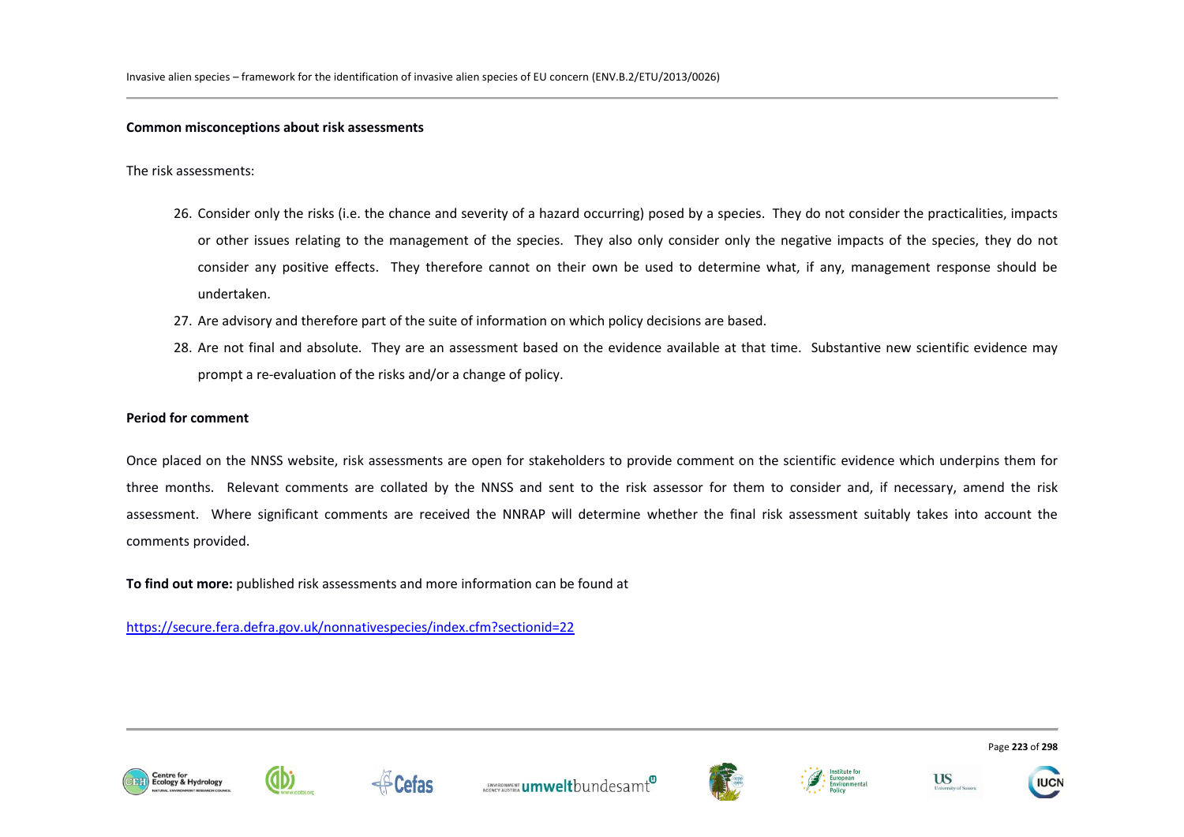**Common misconceptions about risk assessments**

The risk assessments:

26. Consider only the risks (i.e. the chance and severity of a hazard occurring) posed by a species. They do not consider the practicalities, impacts or other issues relating to the management of the species. They also only consider only the negative impacts of the species, they do not consider any positive effects. They therefore cannot on their own be used to determine what, if any, management response should be undertaken.
27. Are advisory and therefore part of the suite of information on which policy decisions are based.
28. Are not final and absolute. They are an assessment based on the evidence available at that time. Substantive new scientific evidence may prompt a re-evaluation of the risks and/or a change of policy.

**Period for comment**

Once placed on the NNSS website, risk assessments are open for stakeholders to provide comment on the scientific evidence which underpins them for three months. Relevant comments are collated by the NNSS and sent to the risk assessor for them to consider and, if necessary, amend the risk assessment. Where significant comments are received the NNRAP will determine whether the final risk assessment suitably takes into account the comments provided.

**To find out more:** published risk assessments and more information can be found at

https://secure.fera.defra.gov.uk/nonnativespecies/index.cfm?sectionid=22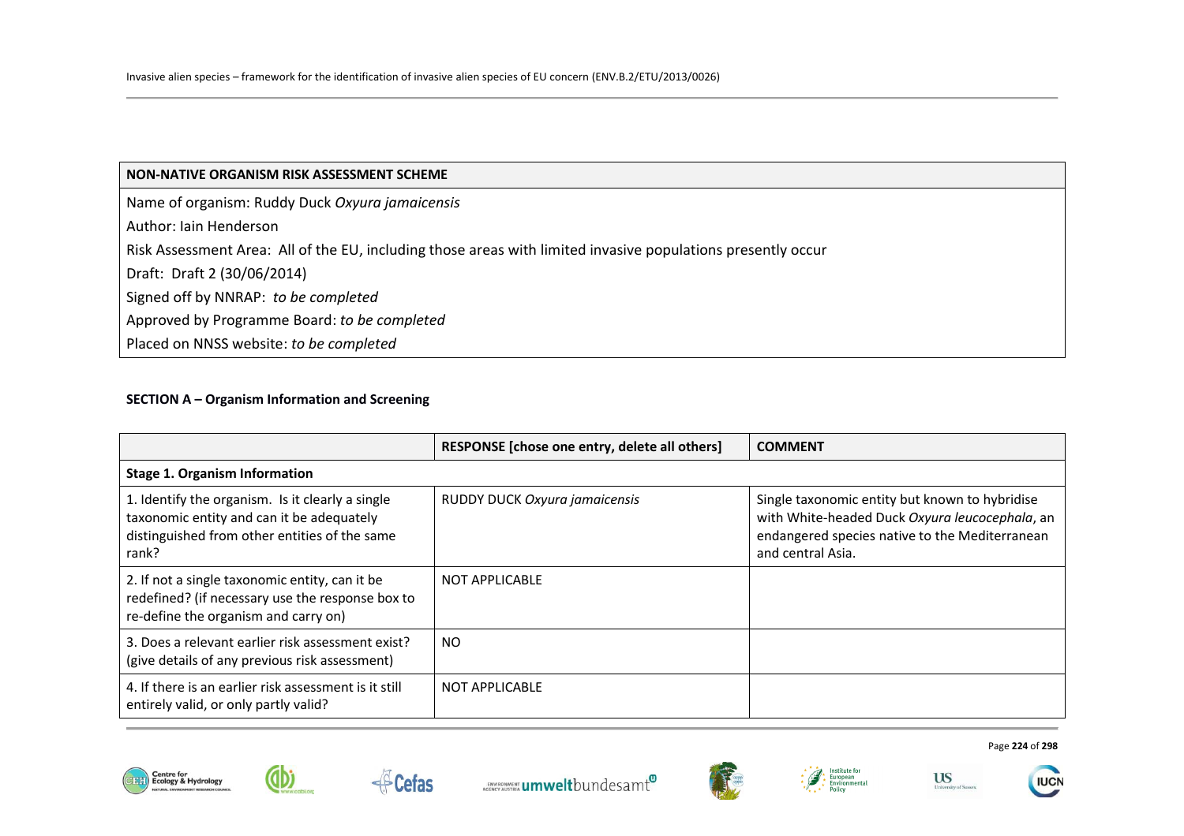| NON-NATIVE ORGANISM RISK ASSESSMENT SCHEME |
|---|
| Name of organism: Ruddy Duck *Oxyura jamaicensis* |
| Author: Iain Henderson |
| Risk Assessment Area: All of the EU, including those areas with limited invasive populations presently occur |
| Draft: Draft 2 (30/06/2014) |
| Signed off by NNRAP: *to be completed* |
| Approved by Programme Board: *to be completed* |
| Placed on NNSS website: *to be completed* |

**SECTION A – Organism Information and Screening**

| | RESPONSE [chose one entry, delete all others] | COMMENT |
|---|---|---|
| **Stage 1. Organism Information** | | |
| 1. Identify the organism. Is it clearly a single taxonomic entity and can it be adequately distinguished from other entities of the same rank? | RUDDY DUCK *Oxyura jamaicensis* | Single taxonomic entity but known to hybridise with White-headed Duck *Oxyura leucocephala*, an endangered species native to the Mediterranean and central Asia. |
| 2. If not a single taxonomic entity, can it be redefined? (if necessary use the response box to re-define the organism and carry on) | NOT APPLICABLE | |
| 3. Does a relevant earlier risk assessment exist? (give details of any previous risk assessment) | NO | |
| 4. If there is an earlier risk assessment is it still entirely valid, or only partly valid? | NOT APPLICABLE | |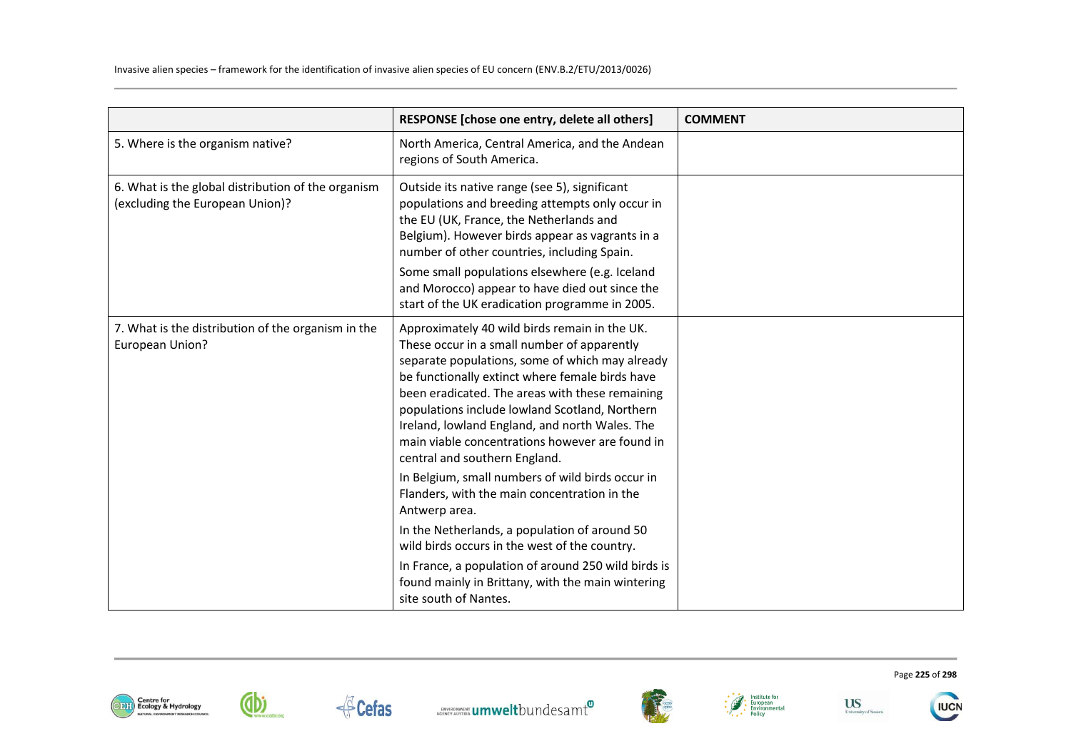| | RESPONSE [chose one entry, delete all others] | COMMENT |
|---|---|---|
| 5. Where is the organism native? | North America, Central America, and the Andean regions of South America. | |
| 6. What is the global distribution of the organism (excluding the European Union)? | Outside its native range (see 5), significant populations and breeding attempts only occur in the EU (UK, France, the Netherlands and Belgium). However birds appear as vagrants in a number of other countries, including Spain.<br><br>Some small populations elsewhere (e.g. Iceland and Morocco) appear to have died out since the start of the UK eradication programme in 2005. | |
| 7. What is the distribution of the organism in the European Union? | Approximately 40 wild birds remain in the UK. These occur in a small number of apparently separate populations, some of which may already be functionally extinct where female birds have been eradicated. The areas with these remaining populations include lowland Scotland, Northern Ireland, lowland England, and north Wales. The main viable concentrations however are found in central and southern England.<br><br>In Belgium, small numbers of wild birds occur in Flanders, with the main concentration in the Antwerp area.<br><br>In the Netherlands, a population of around 50 wild birds occurs in the west of the country.<br><br>In France, a population of around 250 wild birds is found mainly in Brittany, with the main wintering site south of Nantes. | |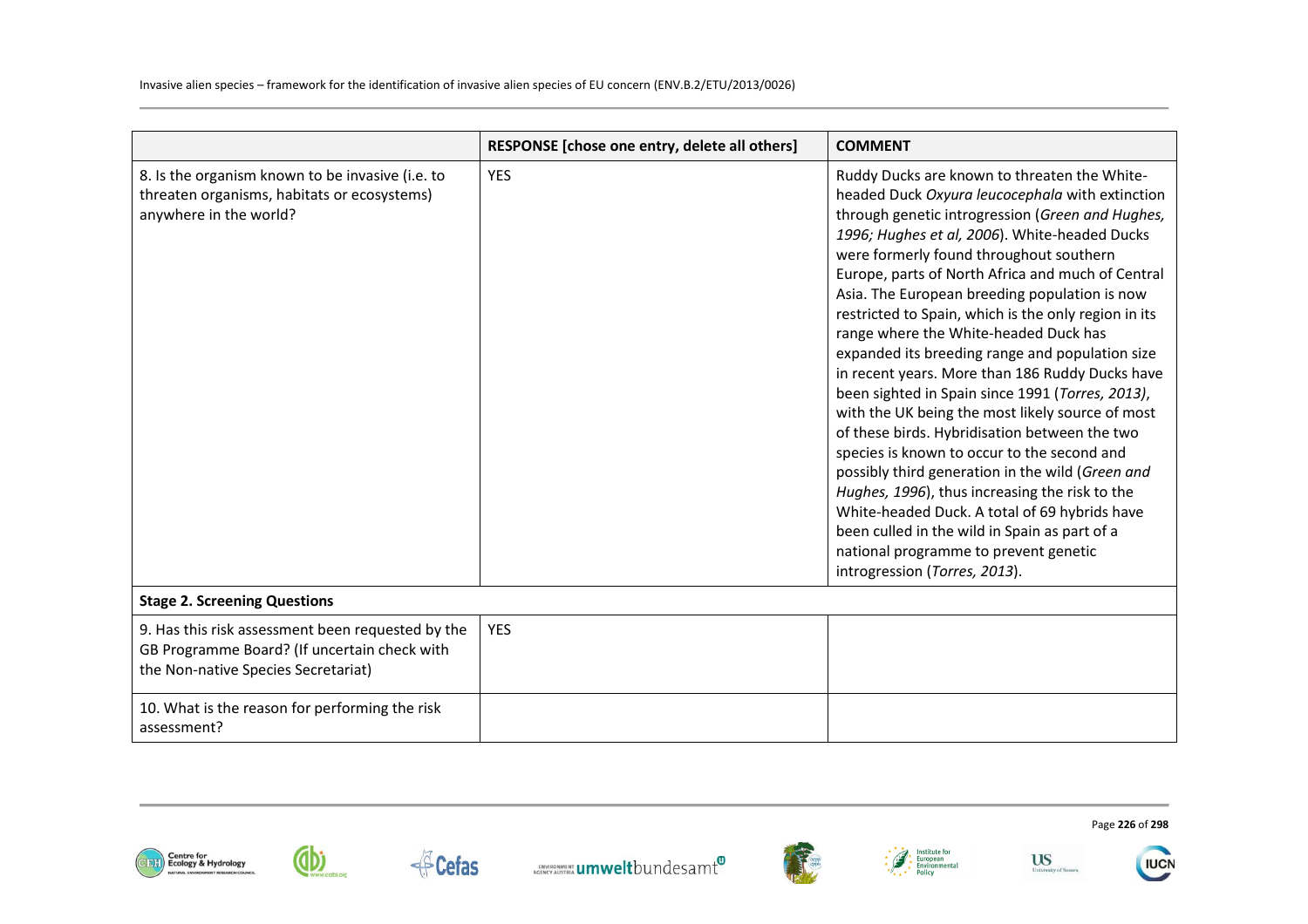| | RESPONSE [chose one entry, delete all others] | COMMENT |
|---|---|---|
| 8. Is the organism known to be invasive (i.e. to threaten organisms, habitats or ecosystems) anywhere in the world? | YES | Ruddy Ducks are known to threaten the White-headed Duck *Oxyura leucocephala* with extinction through genetic introgression (*Green and Hughes, 1996; Hughes et al, 2006*). White-headed Ducks were formerly found throughout southern Europe, parts of North Africa and much of Central Asia. The European breeding population is now restricted to Spain, which is the only region in its range where the White-headed Duck has expanded its breeding range and population size in recent years. More than 186 Ruddy Ducks have been sighted in Spain since 1991 (*Torres, 2013)*, with the UK being the most likely source of most of these birds. Hybridisation between the two species is known to occur to the second and possibly third generation in the wild (*Green and Hughes, 1996*), thus increasing the risk to the White-headed Duck. A total of 69 hybrids have been culled in the wild in Spain as part of a national programme to prevent genetic introgression (*Torres, 2013*). |
| **Stage 2. Screening Questions** | | |
| 9. Has this risk assessment been requested by the GB Programme Board? (If uncertain check with the Non-native Species Secretariat) | YES | |
| 10. What is the reason for performing the risk assessment? | | |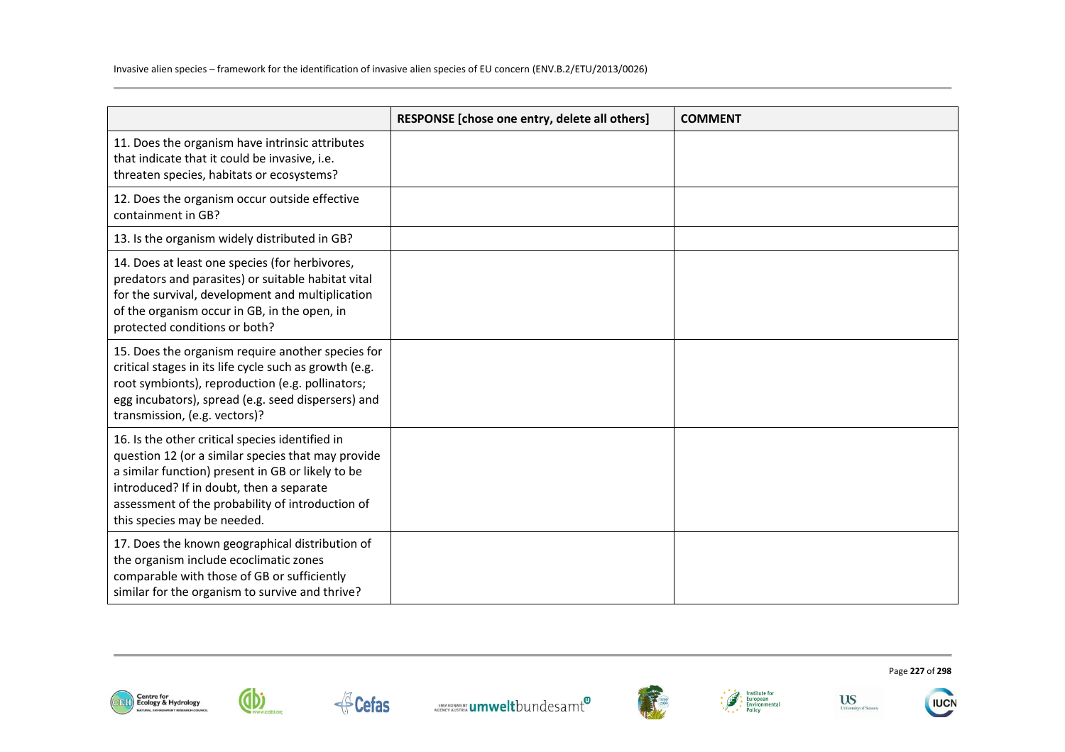| | RESPONSE [chose one entry, delete all others] | COMMENT |
|---|---|---|
| 11. Does the organism have intrinsic attributes that indicate that it could be invasive, i.e. threaten species, habitats or ecosystems? | | |
| 12. Does the organism occur outside effective containment in GB? | | |
| 13. Is the organism widely distributed in GB? | | |
| 14. Does at least one species (for herbivores, predators and parasites) or suitable habitat vital for the survival, development and multiplication of the organism occur in GB, in the open, in protected conditions or both? | | |
| 15. Does the organism require another species for critical stages in its life cycle such as growth (e.g. root symbionts), reproduction (e.g. pollinators; egg incubators), spread (e.g. seed dispersers) and transmission, (e.g. vectors)? | | |
| 16. Is the other critical species identified in question 12 (or a similar species that may provide a similar function) present in GB or likely to be introduced? If in doubt, then a separate assessment of the probability of introduction of this species may be needed. | | |
| 17. Does the known geographical distribution of the organism include ecoclimatic zones comparable with those of GB or sufficiently similar for the organism to survive and thrive? | | |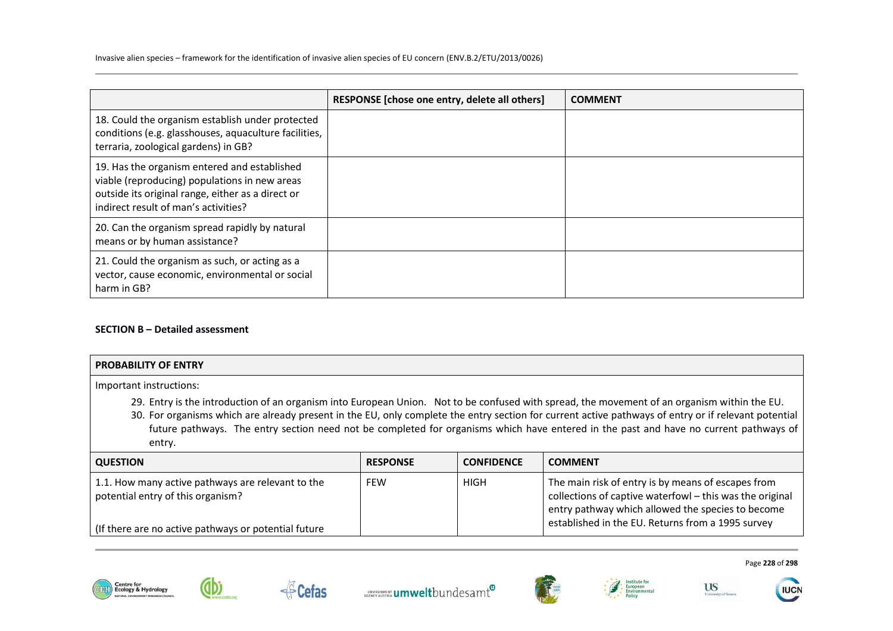| | RESPONSE [chose one entry, delete all others] | COMMENT |
|---|---|---|
| 18. Could the organism establish under protected conditions (e.g. glasshouses, aquaculture facilities, terraria, zoological gardens) in GB? | | |
| 19. Has the organism entered and established viable (reproducing) populations in new areas outside its original range, either as a direct or indirect result of man's activities? | | |
| 20. Can the organism spread rapidly by natural means or by human assistance? | | |
| 21. Could the organism as such, or acting as a vector, cause economic, environmental or social harm in GB? | | |

**SECTION B – Detailed assessment**

**PROBABILITY OF ENTRY**

Important instructions:

29. Entry is the introduction of an organism into European Union. Not to be confused with spread, the movement of an organism within the EU.
30. For organisms which are already present in the EU, only complete the entry section for current active pathways of entry or if relevant potential future pathways. The entry section need not be completed for organisms which have entered in the past and have no current pathways of entry.

| QUESTION | RESPONSE | CONFIDENCE | COMMENT |
|---|---|---|---|
| 1.1. How many active pathways are relevant to the potential entry of this organism?<br><br>(If there are no active pathways or potential future | FEW | HIGH | The main risk of entry is by means of escapes from collections of captive waterfowl – this was the original entry pathway which allowed the species to become established in the EU. Returns from a 1995 survey |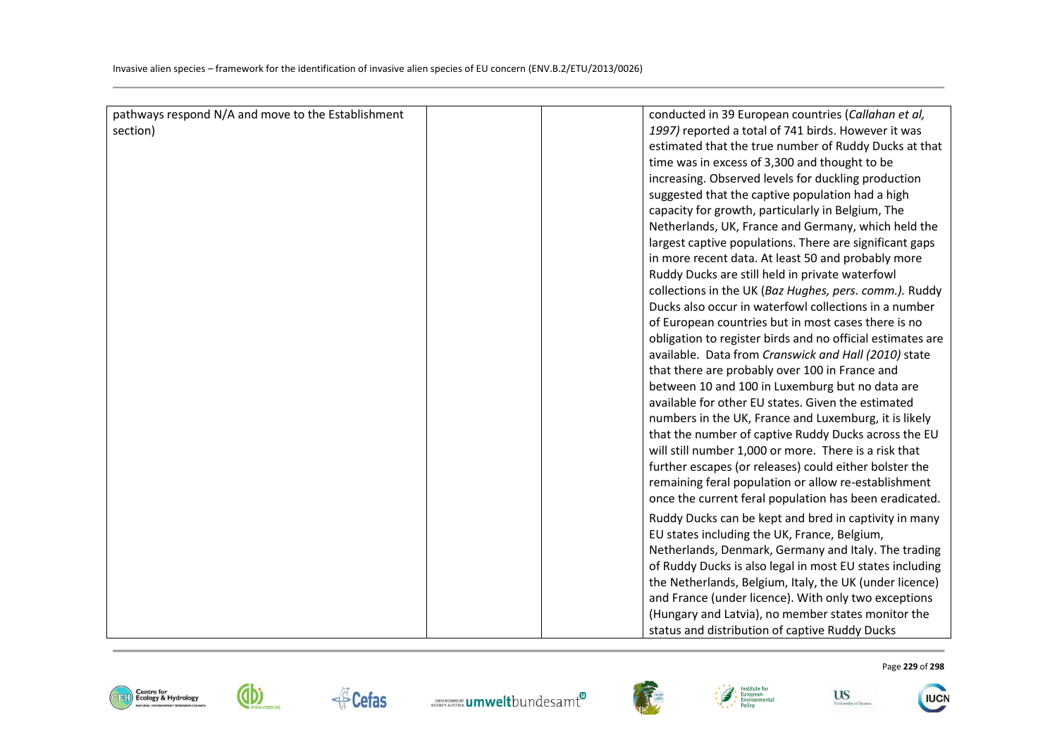| | | | |
|---|---|---|---|
| pathways respond N/A and move to the Establishment section) | | | conducted in 39 European countries (*Callahan et al, 1997)* reported a total of 741 birds. However it was estimated that the true number of Ruddy Ducks at that time was in excess of 3,300 and thought to be increasing. Observed levels for duckling production suggested that the captive population had a high capacity for growth, particularly in Belgium, The Netherlands, UK, France and Germany, which held the largest captive populations. There are significant gaps in more recent data. At least 50 and probably more Ruddy Ducks are still held in private waterfowl collections in the UK (*Baz Hughes, pers. comm.).* Ruddy Ducks also occur in waterfowl collections in a number of European countries but in most cases there is no obligation to register birds and no official estimates are available. Data from *Cranswick and Hall (2010)* state that there are probably over 100 in France and between 10 and 100 in Luxemburg but no data are available for other EU states. Given the estimated numbers in the UK, France and Luxemburg, it is likely that the number of captive Ruddy Ducks across the EU will still number 1,000 or more. There is a risk that further escapes (or releases) could either bolster the remaining feral population or allow re-establishment once the current feral population has been eradicated.<br><br>Ruddy Ducks can be kept and bred in captivity in many EU states including the UK, France, Belgium, Netherlands, Denmark, Germany and Italy. The trading of Ruddy Ducks is also legal in most EU states including the Netherlands, Belgium, Italy, the UK (under licence) and France (under licence). With only two exceptions (Hungary and Latvia), no member states monitor the status and distribution of captive Ruddy Ducks |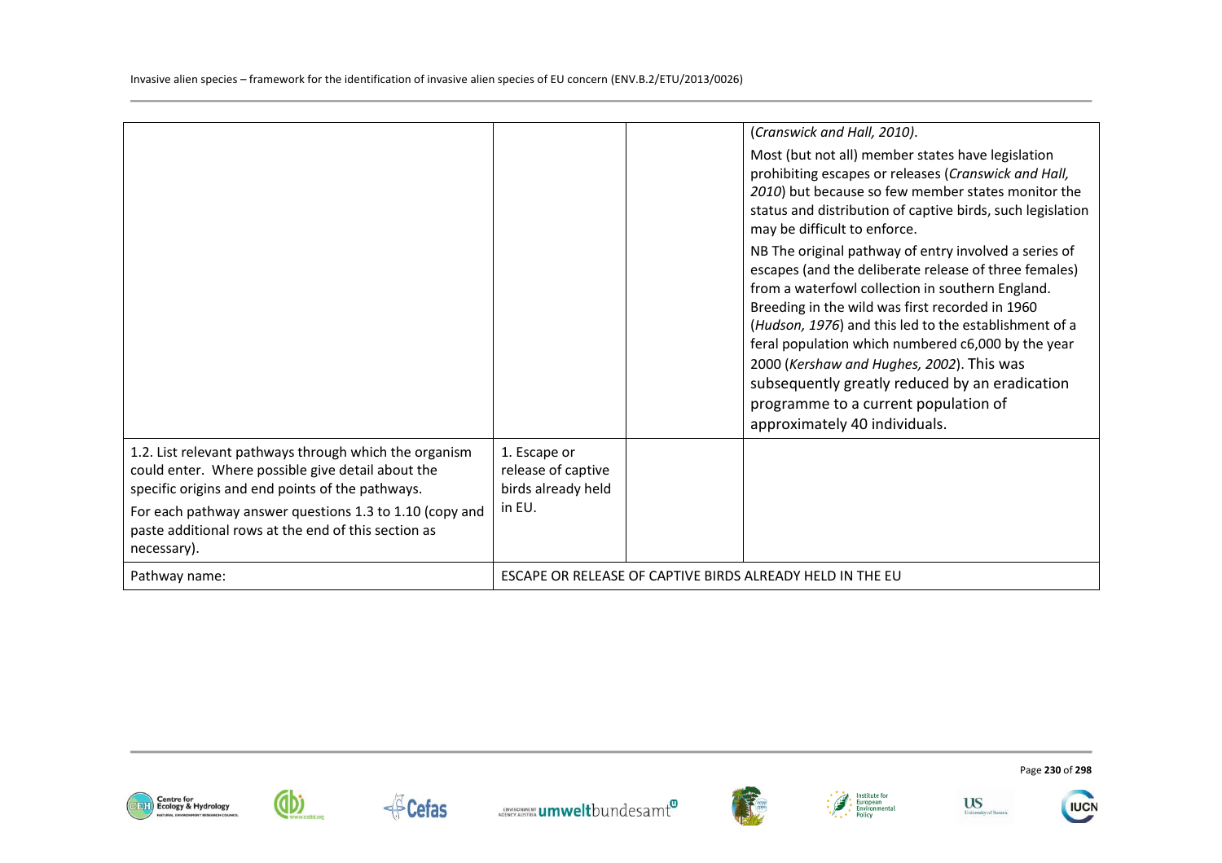| | | | |
|---|---|---|---|
| | | | (*Cranswick and Hall, 2010*).<br><br>Most (but not all) member states have legislation prohibiting escapes or releases (*Cranswick and Hall, 2010*) but because so few member states monitor the status and distribution of captive birds, such legislation may be difficult to enforce.<br><br>NB The original pathway of entry involved a series of escapes (and the deliberate release of three females) from a waterfowl collection in southern England. Breeding in the wild was first recorded in 1960 (*Hudson, 1976*) and this led to the establishment of a feral population which numbered c6,000 by the year 2000 (*Kershaw and Hughes, 2002*). This was subsequently greatly reduced by an eradication programme to a current population of approximately 40 individuals. |
| 1.2. List relevant pathways through which the organism could enter. Where possible give detail about the specific origins and end points of the pathways.<br><br>For each pathway answer questions 1.3 to 1.10 (copy and paste additional rows at the end of this section as necessary). | 1. Escape or release of captive birds already held in EU. | | |
| Pathway name: | ESCAPE OR RELEASE OF CAPTIVE BIRDS ALREADY HELD IN THE EU | | |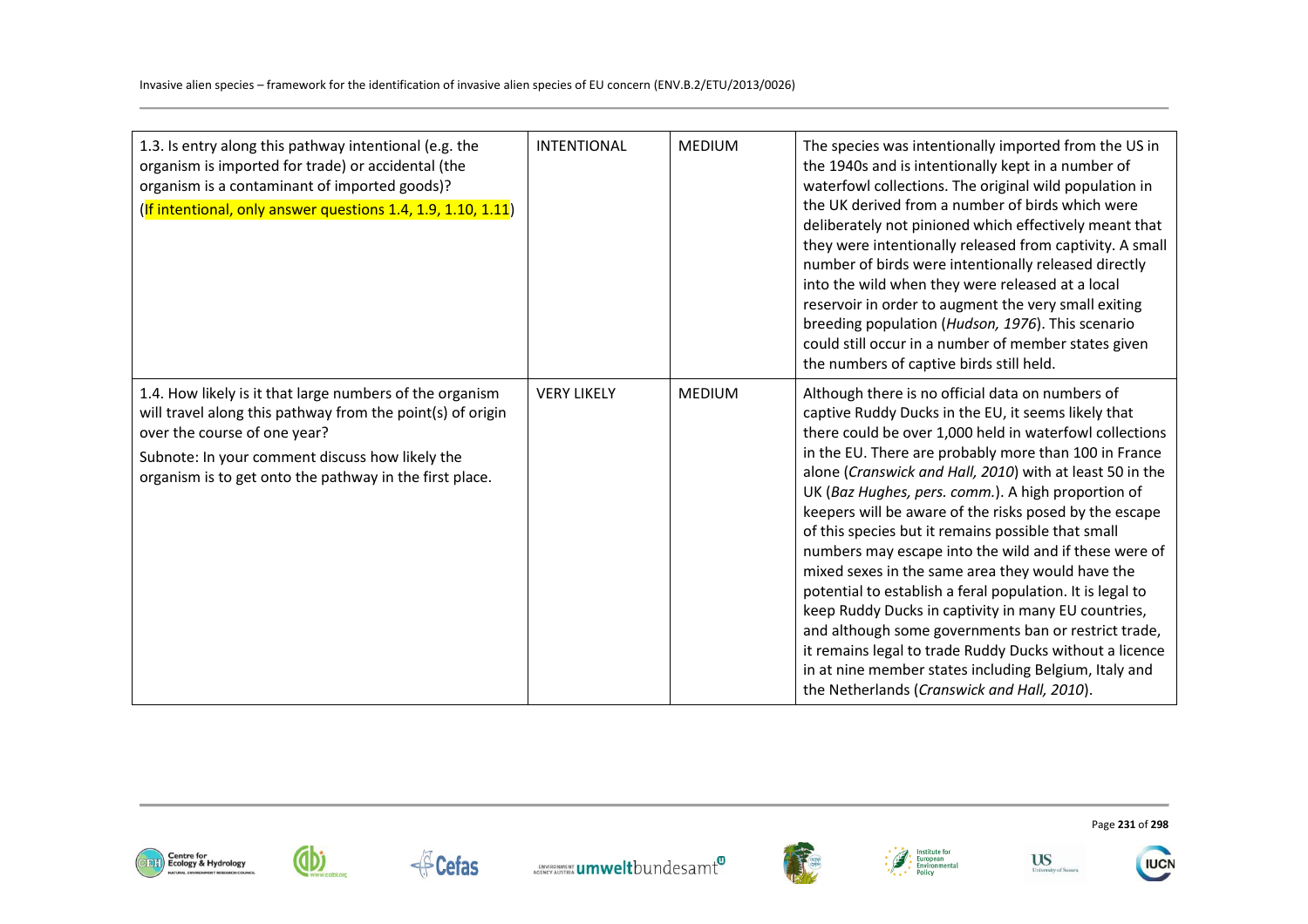| | | | |
|---|---|---|---|
| 1.3. Is entry along this pathway intentional (e.g. the organism is imported for trade) or accidental (the organism is a contaminant of imported goods)? (If intentional, only answer questions 1.4, 1.9, 1.10, 1.11) | INTENTIONAL | MEDIUM | The species was intentionally imported from the US in the 1940s and is intentionally kept in a number of waterfowl collections. The original wild population in the UK derived from a number of birds which were deliberately not pinioned which effectively meant that they were intentionally released from captivity. A small number of birds were intentionally released directly into the wild when they were released at a local reservoir in order to augment the very small exiting breeding population (*Hudson, 1976*). This scenario could still occur in a number of member states given the numbers of captive birds still held. |
| 1.4. How likely is it that large numbers of the organism will travel along this pathway from the point(s) of origin over the course of one year? Subnote: In your comment discuss how likely the organism is to get onto the pathway in the first place. | VERY LIKELY | MEDIUM | Although there is no official data on numbers of captive Ruddy Ducks in the EU, it seems likely that there could be over 1,000 held in waterfowl collections in the EU. There are probably more than 100 in France alone (*Cranswick and Hall, 2010*) with at least 50 in the UK (*Baz Hughes, pers. comm.*). A high proportion of keepers will be aware of the risks posed by the escape of this species but it remains possible that small numbers may escape into the wild and if these were of mixed sexes in the same area they would have the potential to establish a feral population. It is legal to keep Ruddy Ducks in captivity in many EU countries, and although some governments ban or restrict trade, it remains legal to trade Ruddy Ducks without a licence in at nine member states including Belgium, Italy and the Netherlands (*Cranswick and Hall, 2010*). |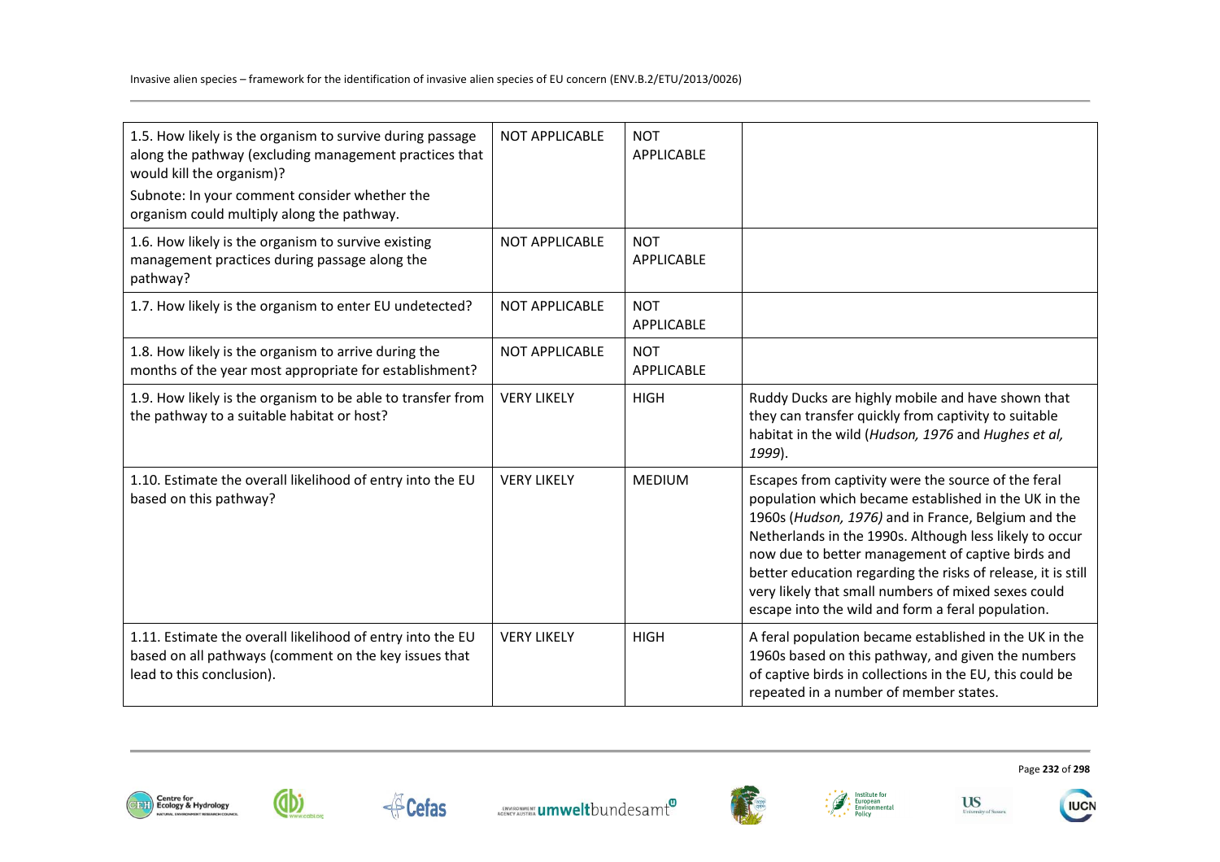| | | | |
|---|---|---|---|
| 1.5. How likely is the organism to survive during passage along the pathway (excluding management practices that would kill the organism)?<br>Subnote: In your comment consider whether the organism could multiply along the pathway. | NOT APPLICABLE | NOT APPLICABLE | |
| 1.6. How likely is the organism to survive existing management practices during passage along the pathway? | NOT APPLICABLE | NOT APPLICABLE | |
| 1.7. How likely is the organism to enter EU undetected? | NOT APPLICABLE | NOT APPLICABLE | |
| 1.8. How likely is the organism to arrive during the months of the year most appropriate for establishment? | NOT APPLICABLE | NOT APPLICABLE | |
| 1.9. How likely is the organism to be able to transfer from the pathway to a suitable habitat or host? | VERY LIKELY | HIGH | Ruddy Ducks are highly mobile and have shown that they can transfer quickly from captivity to suitable habitat in the wild (*Hudson, 1976* and *Hughes et al, 1999*). |
| 1.10. Estimate the overall likelihood of entry into the EU based on this pathway? | VERY LIKELY | MEDIUM | Escapes from captivity were the source of the feral population which became established in the UK in the 1960s (*Hudson, 1976)* and in France, Belgium and the Netherlands in the 1990s. Although less likely to occur now due to better management of captive birds and better education regarding the risks of release, it is still very likely that small numbers of mixed sexes could escape into the wild and form a feral population. |
| 1.11. Estimate the overall likelihood of entry into the EU based on all pathways (comment on the key issues that lead to this conclusion). | VERY LIKELY | HIGH | A feral population became established in the UK in the 1960s based on this pathway, and given the numbers of captive birds in collections in the EU, this could be repeated in a number of member states. |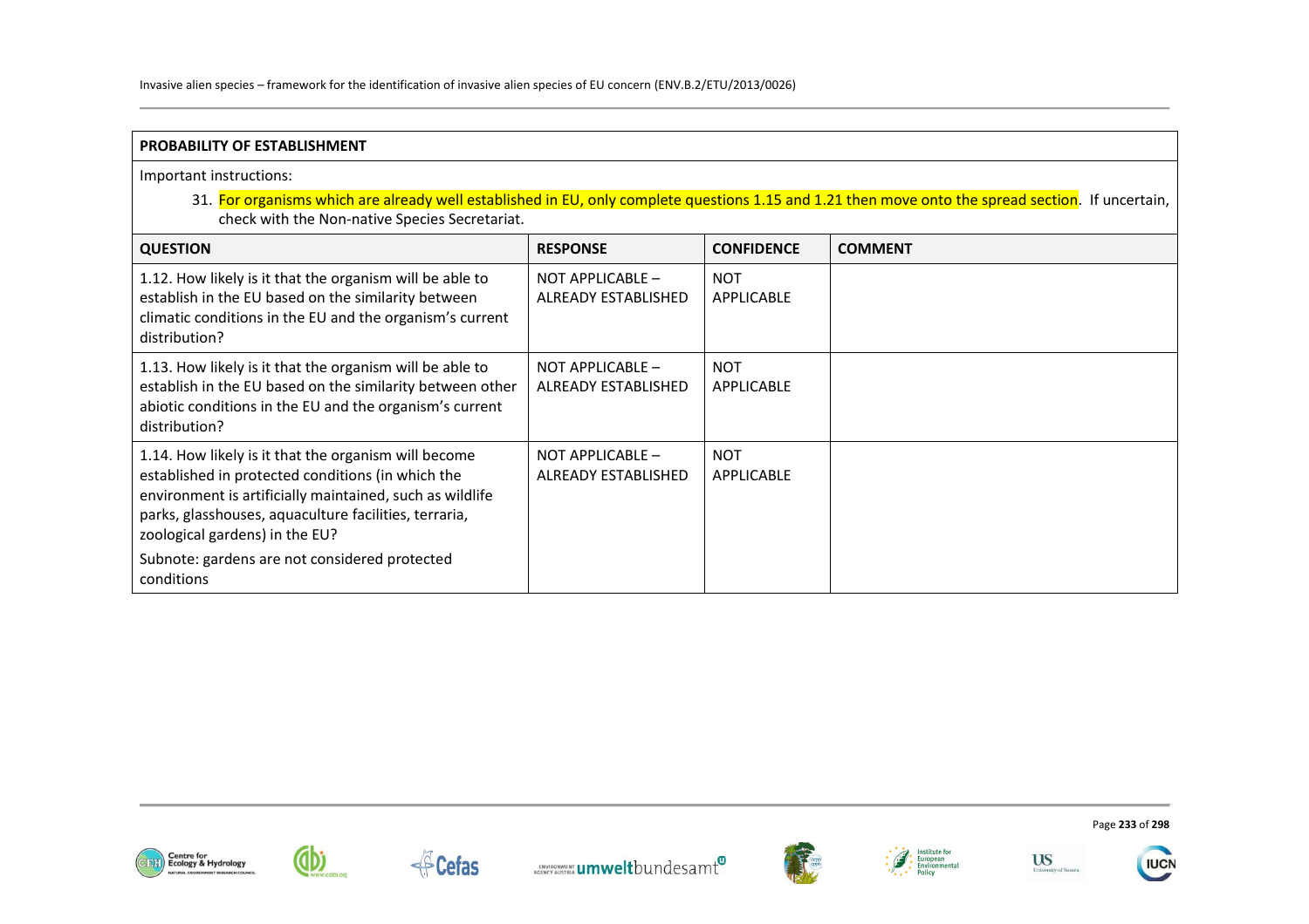| PROBABILITY OF ESTABLISHMENT | | | |
|---|---|---|---|
| Important instructions:<br>31. For organisms which are already well established in EU, only complete questions 1.15 and 1.21 then move onto the spread section. If uncertain, check with the Non-native Species Secretariat. | | | |
| **QUESTION** | **RESPONSE** | **CONFIDENCE** | **COMMENT** |
| 1.12. How likely is it that the organism will be able to establish in the EU based on the similarity between climatic conditions in the EU and the organism's current distribution? | NOT APPLICABLE – ALREADY ESTABLISHED | NOT APPLICABLE | |
| 1.13. How likely is it that the organism will be able to establish in the EU based on the similarity between other abiotic conditions in the EU and the organism's current distribution? | NOT APPLICABLE – ALREADY ESTABLISHED | NOT APPLICABLE | |
| 1.14. How likely is it that the organism will become established in protected conditions (in which the environment is artificially maintained, such as wildlife parks, glasshouses, aquaculture facilities, terraria, zoological gardens) in the EU?<br>Subnote: gardens are not considered protected conditions | NOT APPLICABLE – ALREADY ESTABLISHED | NOT APPLICABLE | |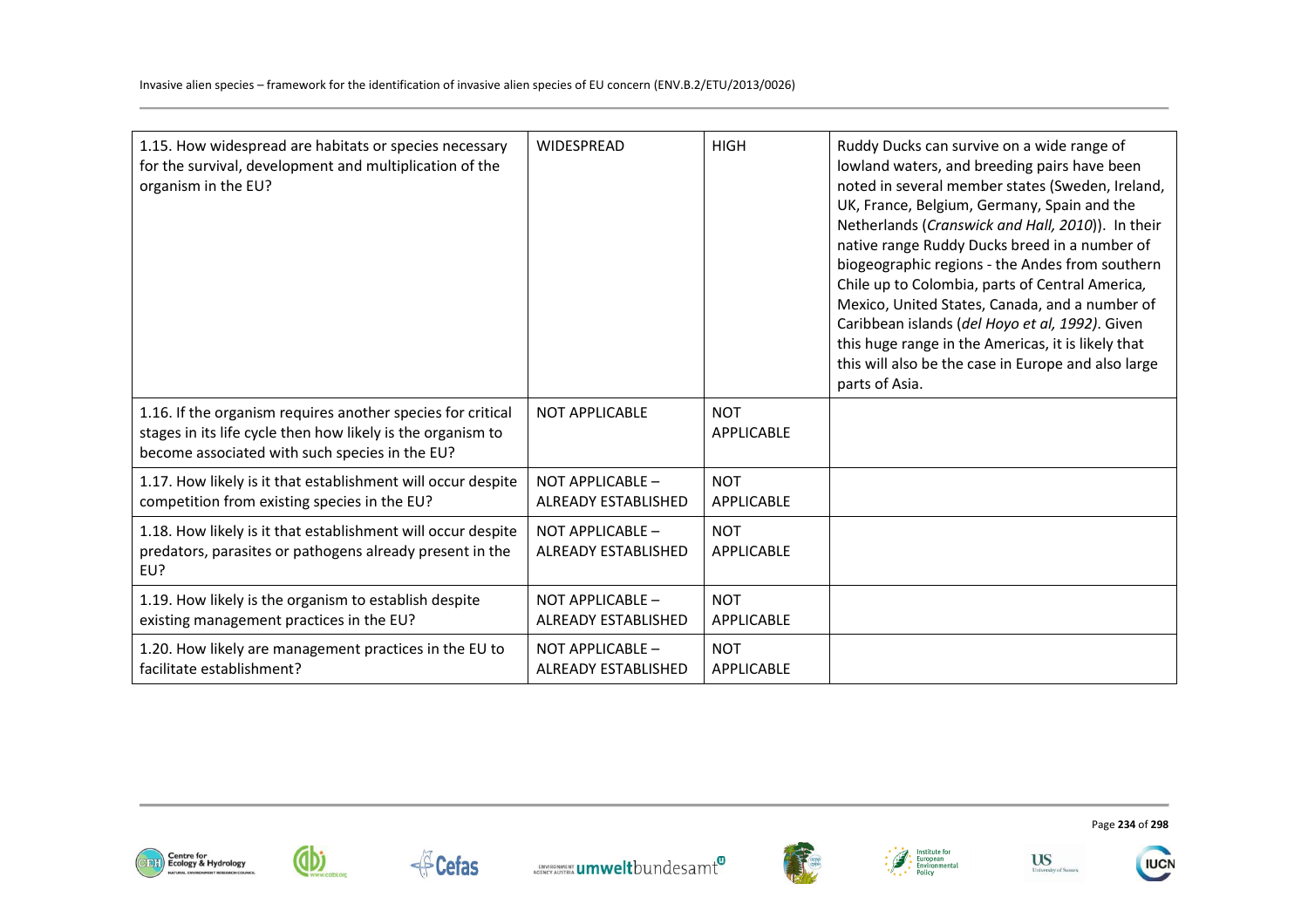| | | | |
|---|---|---|---|
| 1.15. How widespread are habitats or species necessary for the survival, development and multiplication of the organism in the EU? | WIDESPREAD | HIGH | Ruddy Ducks can survive on a wide range of lowland waters, and breeding pairs have been noted in several member states (Sweden, Ireland, UK, France, Belgium, Germany, Spain and the Netherlands (*Cranswick and Hall, 2010*)). In their native range Ruddy Ducks breed in a number of biogeographic regions - the Andes from southern Chile up to Colombia, parts of Central America, Mexico, United States, Canada, and a number of Caribbean islands (*del Hoyo et al, 1992)*. Given this huge range in the Americas, it is likely that this will also be the case in Europe and also large parts of Asia. |
| 1.16. If the organism requires another species for critical stages in its life cycle then how likely is the organism to become associated with such species in the EU? | NOT APPLICABLE | NOT APPLICABLE | |
| 1.17. How likely is it that establishment will occur despite competition from existing species in the EU? | NOT APPLICABLE – ALREADY ESTABLISHED | NOT APPLICABLE | |
| 1.18. How likely is it that establishment will occur despite predators, parasites or pathogens already present in the EU? | NOT APPLICABLE – ALREADY ESTABLISHED | NOT APPLICABLE | |
| 1.19. How likely is the organism to establish despite existing management practices in the EU? | NOT APPLICABLE – ALREADY ESTABLISHED | NOT APPLICABLE | |
| 1.20. How likely are management practices in the EU to facilitate establishment? | NOT APPLICABLE – ALREADY ESTABLISHED | NOT APPLICABLE | |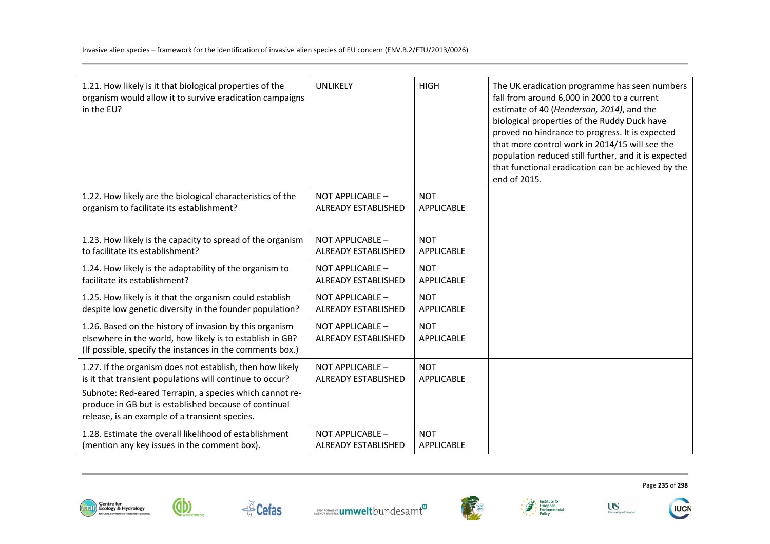| | | | |
|---|---|---|---|
| 1.21. How likely is it that biological properties of the organism would allow it to survive eradication campaigns in the EU? | UNLIKELY | HIGH | The UK eradication programme has seen numbers fall from around 6,000 in 2000 to a current estimate of 40 (*Henderson, 2014)*, and the biological properties of the Ruddy Duck have proved no hindrance to progress. It is expected that more control work in 2014/15 will see the population reduced still further, and it is expected that functional eradication can be achieved by the end of 2015. |
| 1.22. How likely are the biological characteristics of the organism to facilitate its establishment? | NOT APPLICABLE – ALREADY ESTABLISHED | NOT APPLICABLE | |
| 1.23. How likely is the capacity to spread of the organism to facilitate its establishment? | NOT APPLICABLE – ALREADY ESTABLISHED | NOT APPLICABLE | |
| 1.24. How likely is the adaptability of the organism to facilitate its establishment? | NOT APPLICABLE – ALREADY ESTABLISHED | NOT APPLICABLE | |
| 1.25. How likely is it that the organism could establish despite low genetic diversity in the founder population? | NOT APPLICABLE – ALREADY ESTABLISHED | NOT APPLICABLE | |
| 1.26. Based on the history of invasion by this organism elsewhere in the world, how likely is to establish in GB? (If possible, specify the instances in the comments box.) | NOT APPLICABLE – ALREADY ESTABLISHED | NOT APPLICABLE | |
| 1.27. If the organism does not establish, then how likely is it that transient populations will continue to occur? Subnote: Red-eared Terrapin, a species which cannot re-produce in GB but is established because of continual release, is an example of a transient species. | NOT APPLICABLE – ALREADY ESTABLISHED | NOT APPLICABLE | |
| 1.28. Estimate the overall likelihood of establishment (mention any key issues in the comment box). | NOT APPLICABLE – ALREADY ESTABLISHED | NOT APPLICABLE | |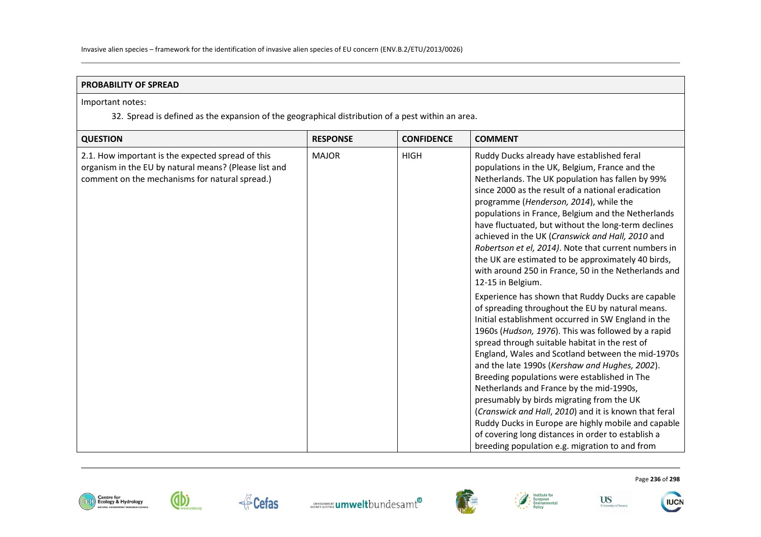| PROBABILITY OF SPREAD | | | |
|---|---|---|---|
| Important notes:<br>32. Spread is defined as the expansion of the geographical distribution of a pest within an area. | | | |
| **QUESTION** | **RESPONSE** | **CONFIDENCE** | **COMMENT** |
| 2.1. How important is the expected spread of this organism in the EU by natural means? (Please list and comment on the mechanisms for natural spread.) | MAJOR | HIGH | Ruddy Ducks already have established feral populations in the UK, Belgium, France and the Netherlands. The UK population has fallen by 99% since 2000 as the result of a national eradication programme (*Henderson, 2014*), while the populations in France, Belgium and the Netherlands have fluctuated, but without the long-term declines achieved in the UK (*Cranswick and Hall, 2010* and *Robertson et el, 2014)*. Note that current numbers in the UK are estimated to be approximately 40 birds, with around 250 in France, 50 in the Netherlands and 12-15 in Belgium.<br><br>Experience has shown that Ruddy Ducks are capable of spreading throughout the EU by natural means. Initial establishment occurred in SW England in the 1960s (*Hudson, 1976*). This was followed by a rapid spread through suitable habitat in the rest of England, Wales and Scotland between the mid-1970s and the late 1990s (*Kershaw and Hughes, 2002*). Breeding populations were established in The Netherlands and France by the mid-1990s, presumably by birds migrating from the UK (*Cranswick and Hall*, *2010*) and it is known that feral Ruddy Ducks in Europe are highly mobile and capable of covering long distances in order to establish a breeding population e.g. migration to and from |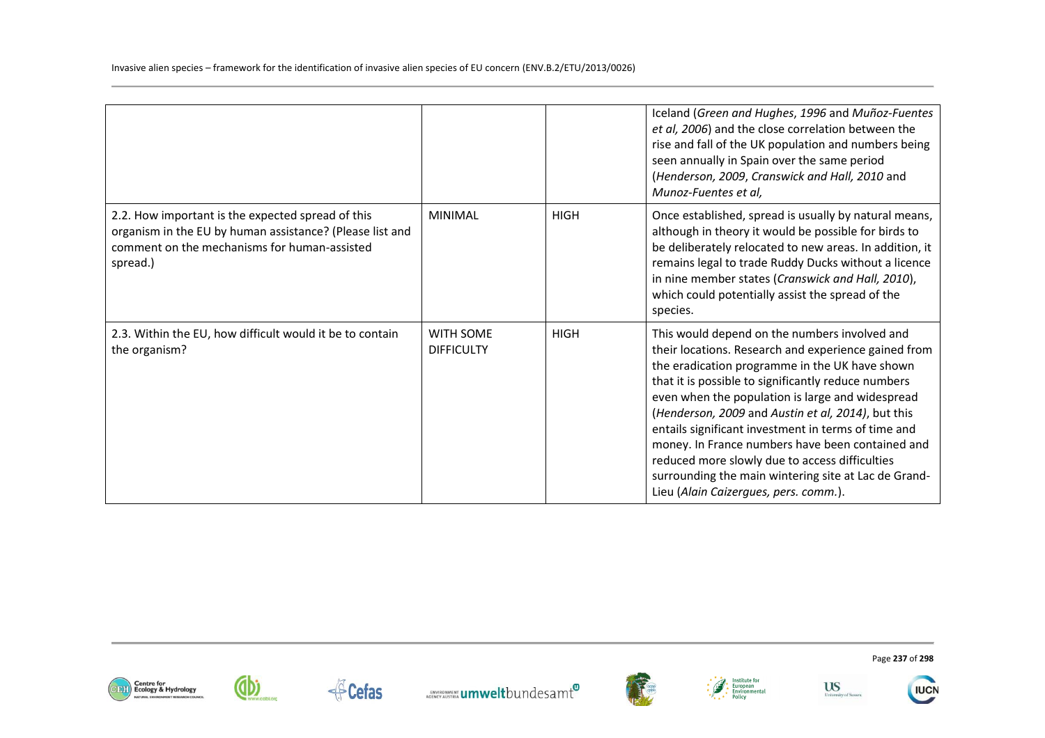| | | | |
|---|---|---|---|
| | | | Iceland (*Green and Hughes*, *1996* and *Muñoz-Fuentes et al, 2006*) and the close correlation between the rise and fall of the UK population and numbers being seen annually in Spain over the same period (*Henderson, 2009*, *Cranswick and Hall, 2010* and *Munoz-Fuentes et al,* |
| 2.2. How important is the expected spread of this organism in the EU by human assistance? (Please list and comment on the mechanisms for human-assisted spread.) | MINIMAL | HIGH | Once established, spread is usually by natural means, although in theory it would be possible for birds to be deliberately relocated to new areas. In addition, it remains legal to trade Ruddy Ducks without a licence in nine member states (*Cranswick and Hall, 2010*), which could potentially assist the spread of the species. |
| 2.3. Within the EU, how difficult would it be to contain the organism? | WITH SOME DIFFICULTY | HIGH | This would depend on the numbers involved and their locations. Research and experience gained from the eradication programme in the UK have shown that it is possible to significantly reduce numbers even when the population is large and widespread (*Henderson, 2009* and *Austin et al, 2014)*, but this entails significant investment in terms of time and money. In France numbers have been contained and reduced more slowly due to access difficulties surrounding the main wintering site at Lac de Grand-Lieu (*Alain Caizergues, pers. comm.*). |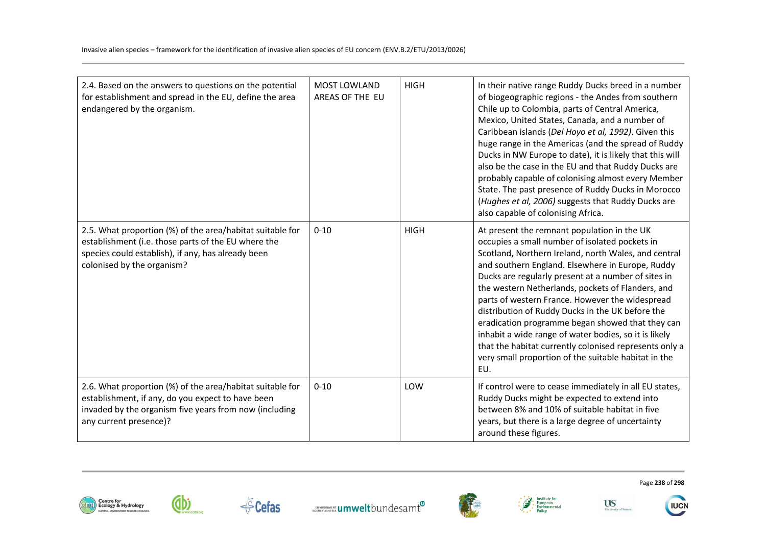| | | | |
|---|---|---|---|
| 2.4. Based on the answers to questions on the potential for establishment and spread in the EU, define the area endangered by the organism. | MOST LOWLAND AREAS OF THE EU | HIGH | In their native range Ruddy Ducks breed in a number of biogeographic regions - the Andes from southern Chile up to Colombia, parts of Central America, Mexico, United States, Canada, and a number of Caribbean islands (*Del Hoyo et al, 1992)*. Given this huge range in the Americas (and the spread of Ruddy Ducks in NW Europe to date), it is likely that this will also be the case in the EU and that Ruddy Ducks are probably capable of colonising almost every Member State. The past presence of Ruddy Ducks in Morocco (*Hughes et al, 2006)* suggests that Ruddy Ducks are also capable of colonising Africa. |
| 2.5. What proportion (%) of the area/habitat suitable for establishment (i.e. those parts of the EU where the species could establish), if any, has already been colonised by the organism? | 0-10 | HIGH | At present the remnant population in the UK occupies a small number of isolated pockets in Scotland, Northern Ireland, north Wales, and central and southern England. Elsewhere in Europe, Ruddy Ducks are regularly present at a number of sites in the western Netherlands, pockets of Flanders, and parts of western France. However the widespread distribution of Ruddy Ducks in the UK before the eradication programme began showed that they can inhabit a wide range of water bodies, so it is likely that the habitat currently colonised represents only a very small proportion of the suitable habitat in the EU. |
| 2.6. What proportion (%) of the area/habitat suitable for establishment, if any, do you expect to have been invaded by the organism five years from now (including any current presence)? | 0-10 | LOW | If control were to cease immediately in all EU states, Ruddy Ducks might be expected to extend into between 8% and 10% of suitable habitat in five years, but there is a large degree of uncertainty around these figures. |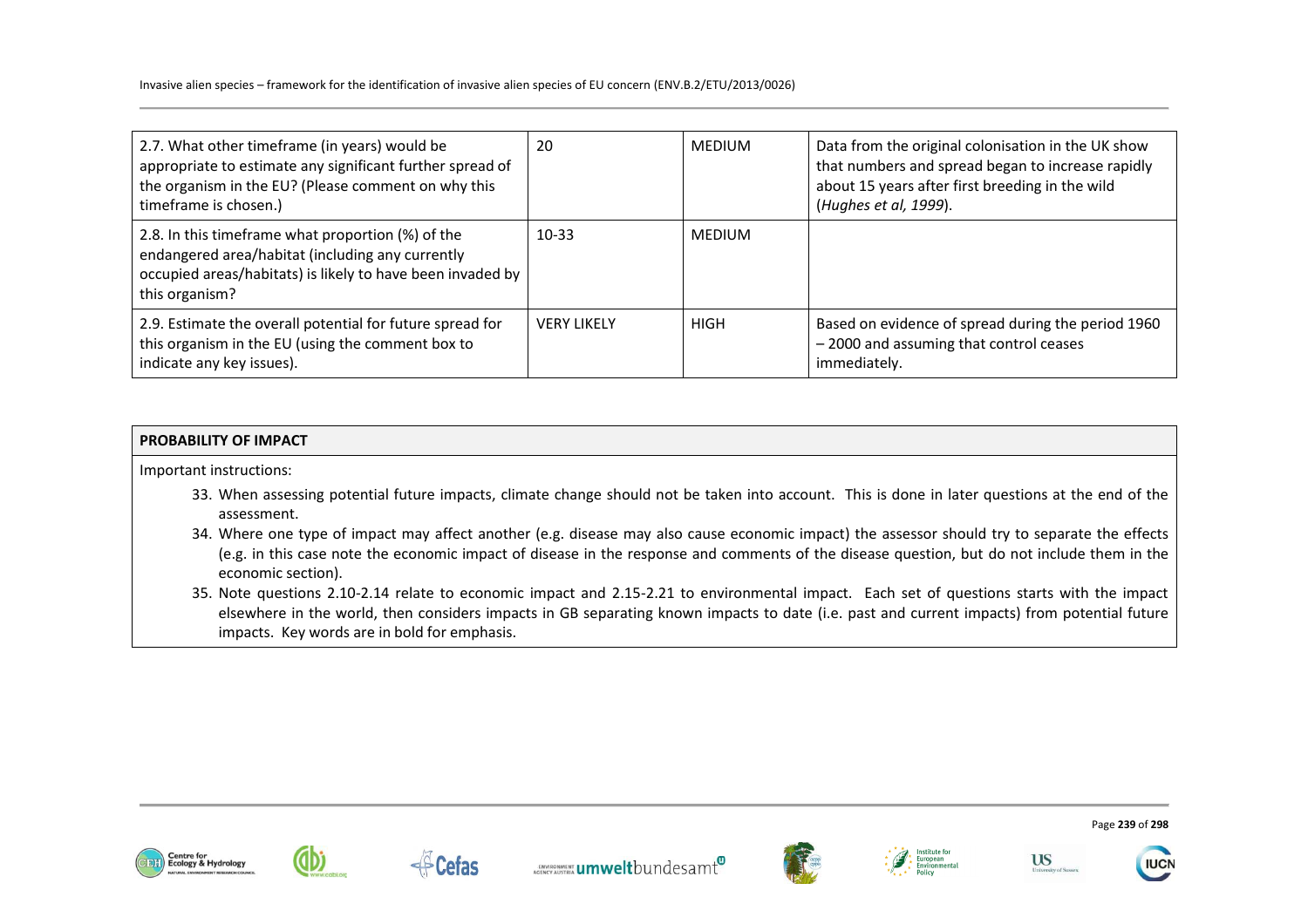| | | | |
|---|---|---|---|
| 2.7. What other timeframe (in years) would be appropriate to estimate any significant further spread of the organism in the EU? (Please comment on why this timeframe is chosen.) | 20 | MEDIUM | Data from the original colonisation in the UK show that numbers and spread began to increase rapidly about 15 years after first breeding in the wild (*Hughes et al, 1999*). |
| 2.8. In this timeframe what proportion (%) of the endangered area/habitat (including any currently occupied areas/habitats) is likely to have been invaded by this organism? | 10-33 | MEDIUM | |
| 2.9. Estimate the overall potential for future spread for this organism in the EU (using the comment box to indicate any key issues). | VERY LIKELY | HIGH | Based on evidence of spread during the period 1960 – 2000 and assuming that control ceases immediately. |

| **PROBABILITY OF IMPACT** |
|---|
| Important instructions:<br>33. When assessing potential future impacts, climate change should not be taken into account. This is done in later questions at the end of the assessment.<br>34. Where one type of impact may affect another (e.g. disease may also cause economic impact) the assessor should try to separate the effects (e.g. in this case note the economic impact of disease in the response and comments of the disease question, but do not include them in the economic section).<br>35. Note questions 2.10-2.14 relate to economic impact and 2.15-2.21 to environmental impact. Each set of questions starts with the impact elsewhere in the world, then considers impacts in GB separating known impacts to date (i.e. past and current impacts) from potential future impacts. Key words are in bold for emphasis. |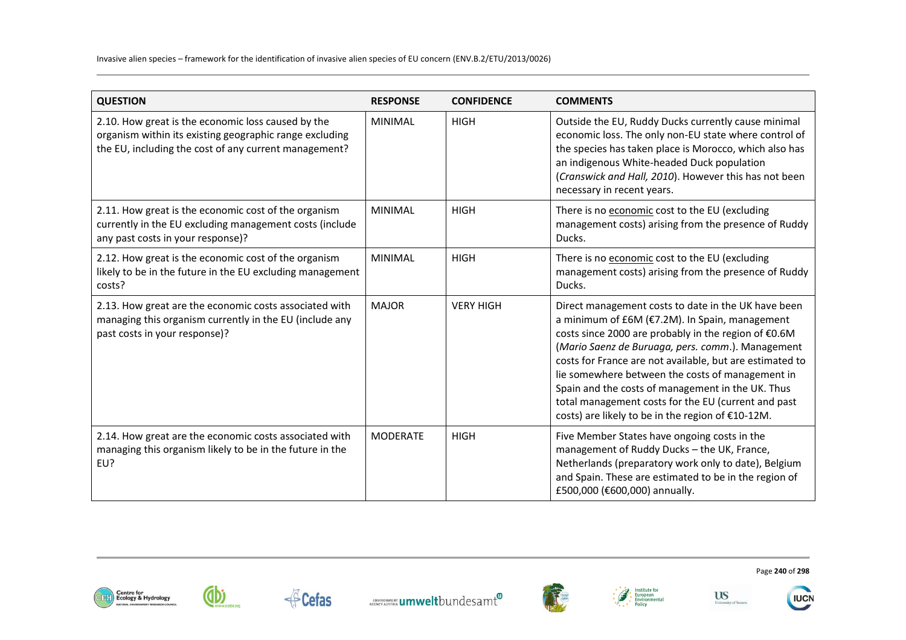| QUESTION | RESPONSE | CONFIDENCE | COMMENTS |
|---|---|---|---|
| 2.10. How great is the economic loss caused by the organism within its existing geographic range excluding the EU, including the cost of any current management? | MINIMAL | HIGH | Outside the EU, Ruddy Ducks currently cause minimal economic loss. The only non-EU state where control of the species has taken place is Morocco, which also has an indigenous White-headed Duck population (*Cranswick and Hall, 2010*). However this has not been necessary in recent years. |
| 2.11. How great is the economic cost of the organism currently in the EU excluding management costs (include any past costs in your response)? | MINIMAL | HIGH | There is no economic cost to the EU (excluding management costs) arising from the presence of Ruddy Ducks. |
| 2.12. How great is the economic cost of the organism likely to be in the future in the EU excluding management costs? | MINIMAL | HIGH | There is no economic cost to the EU (excluding management costs) arising from the presence of Ruddy Ducks. |
| 2.13. How great are the economic costs associated with managing this organism currently in the EU (include any past costs in your response)? | MAJOR | VERY HIGH | Direct management costs to date in the UK have been a minimum of £6M (€7.2M). In Spain, management costs since 2000 are probably in the region of €0.6M (*Mario Saenz de Buruaga, pers. comm*.). Management costs for France are not available, but are estimated to lie somewhere between the costs of management in Spain and the costs of management in the UK. Thus total management costs for the EU (current and past costs) are likely to be in the region of €10-12M. |
| 2.14. How great are the economic costs associated with managing this organism likely to be in the future in the EU? | MODERATE | HIGH | Five Member States have ongoing costs in the management of Ruddy Ducks – the UK, France, Netherlands (preparatory work only to date), Belgium and Spain. These are estimated to be in the region of £500,000 (€600,000) annually. |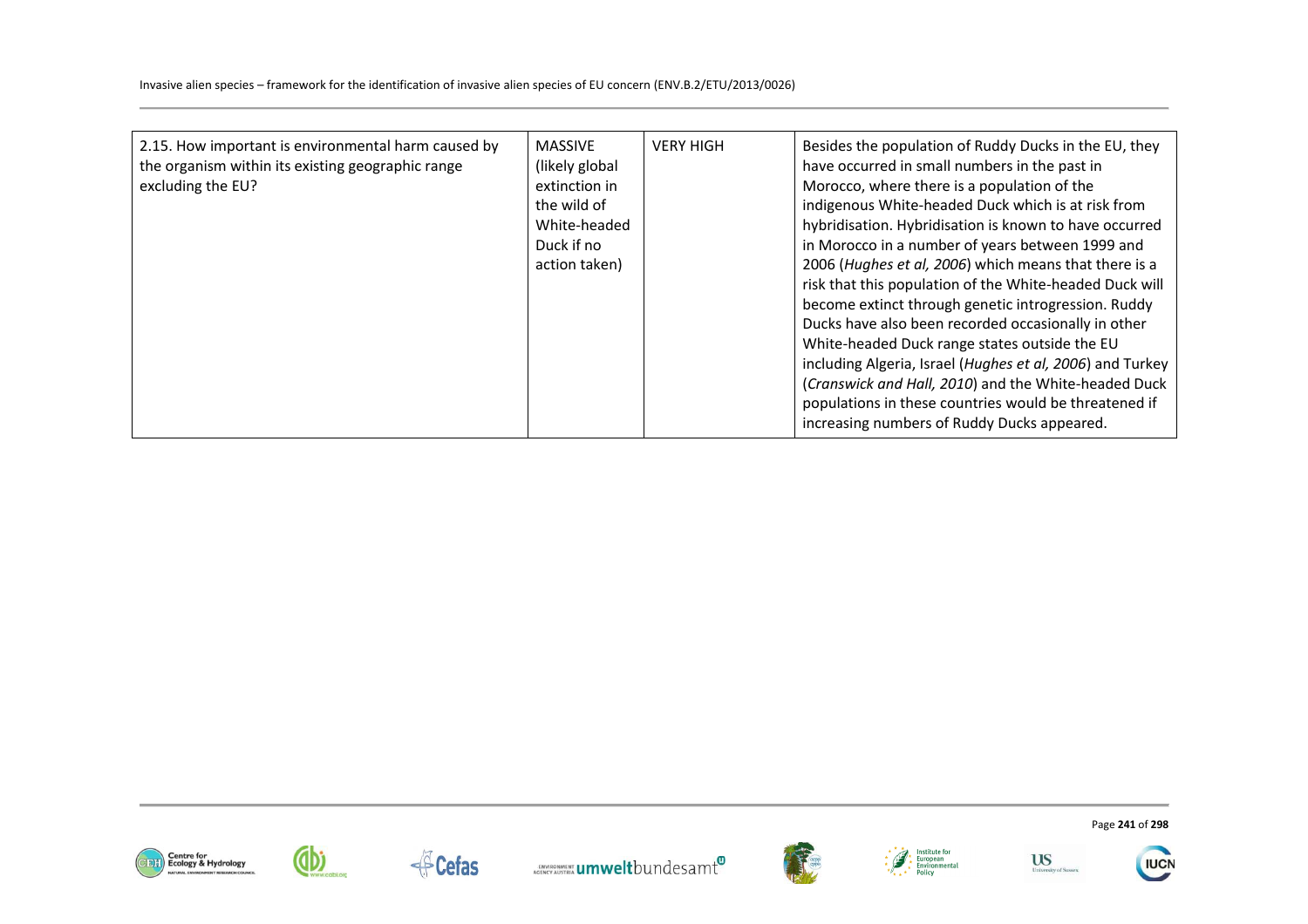| | | | |
|---|---|---|---|
| 2.15. How important is environmental harm caused by the organism within its existing geographic range excluding the EU? | MASSIVE (likely global extinction in the wild of White-headed Duck if no action taken) | VERY HIGH | Besides the population of Ruddy Ducks in the EU, they have occurred in small numbers in the past in Morocco, where there is a population of the indigenous White-headed Duck which is at risk from hybridisation. Hybridisation is known to have occurred in Morocco in a number of years between 1999 and 2006 (*Hughes et al, 2006*) which means that there is a risk that this population of the White-headed Duck will become extinct through genetic introgression. Ruddy Ducks have also been recorded occasionally in other White-headed Duck range states outside the EU including Algeria, Israel (*Hughes et al, 2006*) and Turkey (*Cranswick and Hall, 2010*) and the White-headed Duck populations in these countries would be threatened if increasing numbers of Ruddy Ducks appeared. |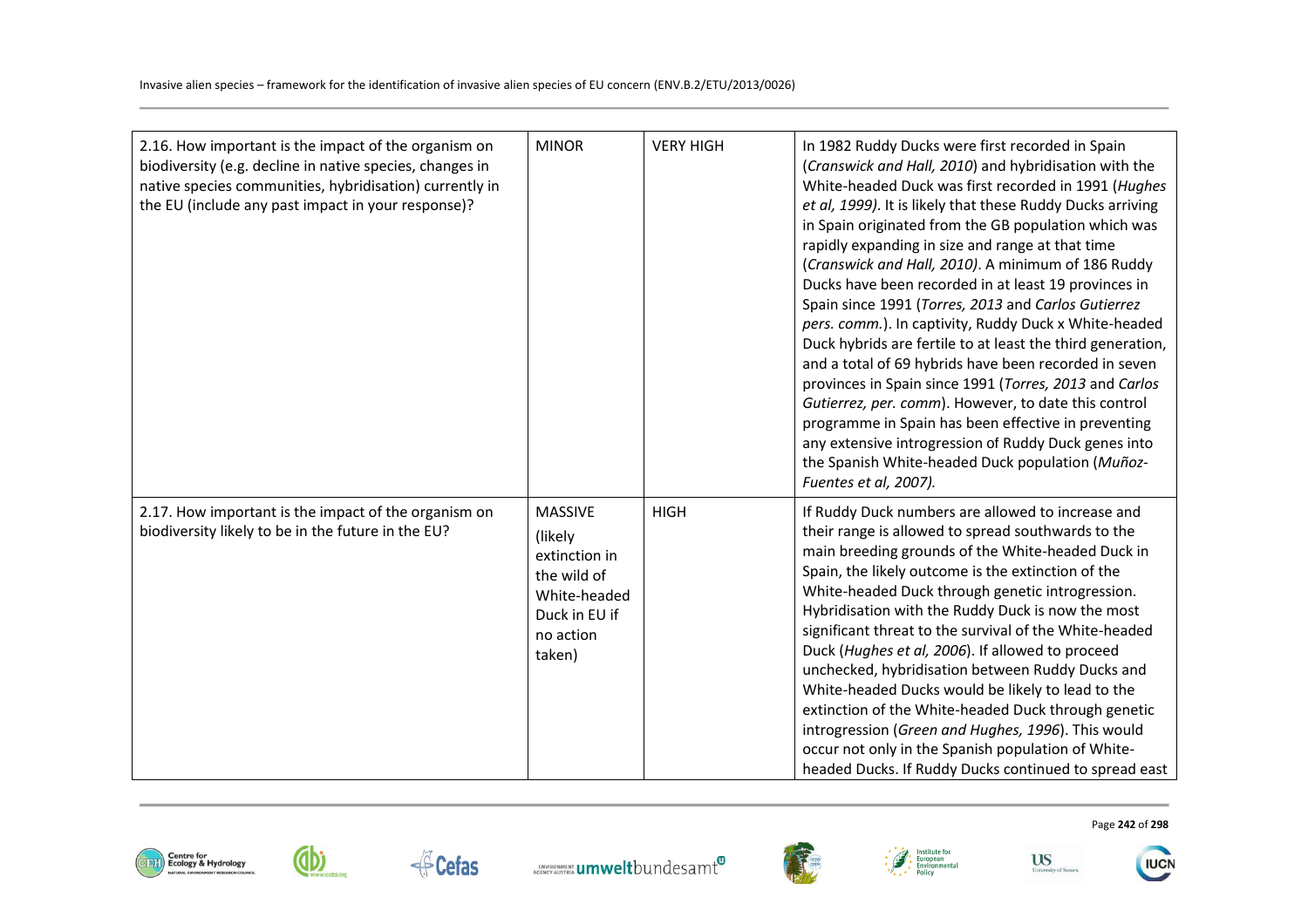| | | | |
|---|---|---|---|
| 2.16. How important is the impact of the organism on biodiversity (e.g. decline in native species, changes in native species communities, hybridisation) currently in the EU (include any past impact in your response)? | MINOR | VERY HIGH | In 1982 Ruddy Ducks were first recorded in Spain (*Cranswick and Hall, 2010*) and hybridisation with the White-headed Duck was first recorded in 1991 (*Hughes et al, 1999)*. It is likely that these Ruddy Ducks arriving in Spain originated from the GB population which was rapidly expanding in size and range at that time (*Cranswick and Hall, 2010)*. A minimum of 186 Ruddy Ducks have been recorded in at least 19 provinces in Spain since 1991 (*Torres, 2013* and *Carlos Gutierrez pers. comm.*). In captivity, Ruddy Duck x White-headed Duck hybrids are fertile to at least the third generation, and a total of 69 hybrids have been recorded in seven provinces in Spain since 1991 (*Torres, 2013* and *Carlos Gutierrez, per. comm*). However, to date this control programme in Spain has been effective in preventing any extensive introgression of Ruddy Duck genes into the Spanish White-headed Duck population (*Muñoz-Fuentes et al, 2007).* |
| 2.17. How important is the impact of the organism on biodiversity likely to be in the future in the EU? | MASSIVE (likely extinction in the wild of White-headed Duck in EU if no action taken) | HIGH | If Ruddy Duck numbers are allowed to increase and their range is allowed to spread southwards to the main breeding grounds of the White-headed Duck in Spain, the likely outcome is the extinction of the White-headed Duck through genetic introgression. Hybridisation with the Ruddy Duck is now the most significant threat to the survival of the White-headed Duck (*Hughes et al, 2006*). If allowed to proceed unchecked, hybridisation between Ruddy Ducks and White-headed Ducks would be likely to lead to the extinction of the White-headed Duck through genetic introgression (*Green and Hughes, 1996*). This would occur not only in the Spanish population of White-headed Ducks. If Ruddy Ducks continued to spread east |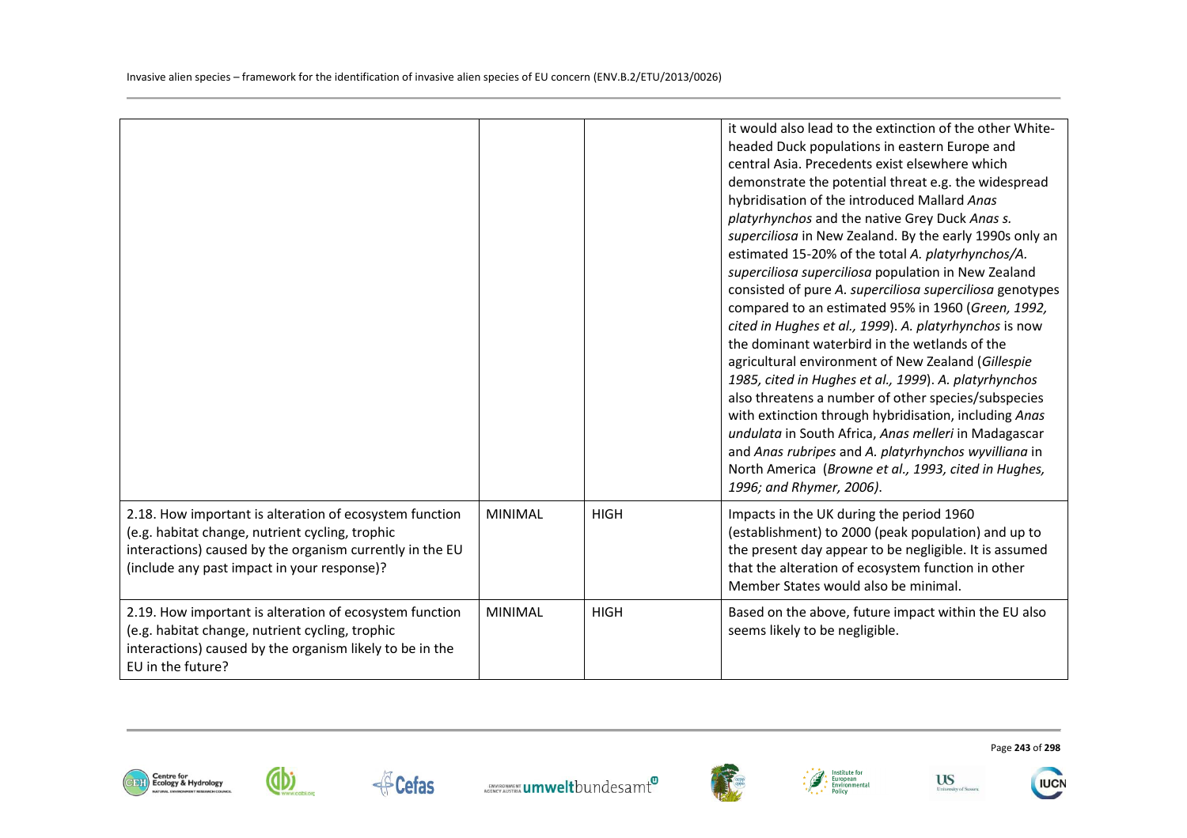| | | | |
|---|---|---|---|
| | | | it would also lead to the extinction of the other White-headed Duck populations in eastern Europe and central Asia. Precedents exist elsewhere which demonstrate the potential threat e.g. the widespread hybridisation of the introduced Mallard *Anas platyrhynchos* and the native Grey Duck *Anas s. superciliosa* in New Zealand. By the early 1990s only an estimated 15-20% of the total *A. platyrhynchos/A. superciliosa superciliosa* population in New Zealand consisted of pure *A. superciliosa superciliosa* genotypes compared to an estimated 95% in 1960 (*Green, 1992, cited in Hughes et al., 1999*). *A. platyrhynchos* is now the dominant waterbird in the wetlands of the agricultural environment of New Zealand (*Gillespie 1985, cited in Hughes et al., 1999*). *A. platyrhynchos* also threatens a number of other species/subspecies with extinction through hybridisation, including *Anas undulata* in South Africa, *Anas melleri* in Madagascar and *Anas rubripes* and *A. platyrhynchos wyvilliana* in North America (*Browne et al., 1993, cited in Hughes, 1996; and Rhymer, 2006)*. |
| 2.18. How important is alteration of ecosystem function (e.g. habitat change, nutrient cycling, trophic interactions) caused by the organism currently in the EU (include any past impact in your response)? | MINIMAL | HIGH | Impacts in the UK during the period 1960 (establishment) to 2000 (peak population) and up to the present day appear to be negligible. It is assumed that the alteration of ecosystem function in other Member States would also be minimal. |
| 2.19. How important is alteration of ecosystem function (e.g. habitat change, nutrient cycling, trophic interactions) caused by the organism likely to be in the EU in the future? | MINIMAL | HIGH | Based on the above, future impact within the EU also seems likely to be negligible. |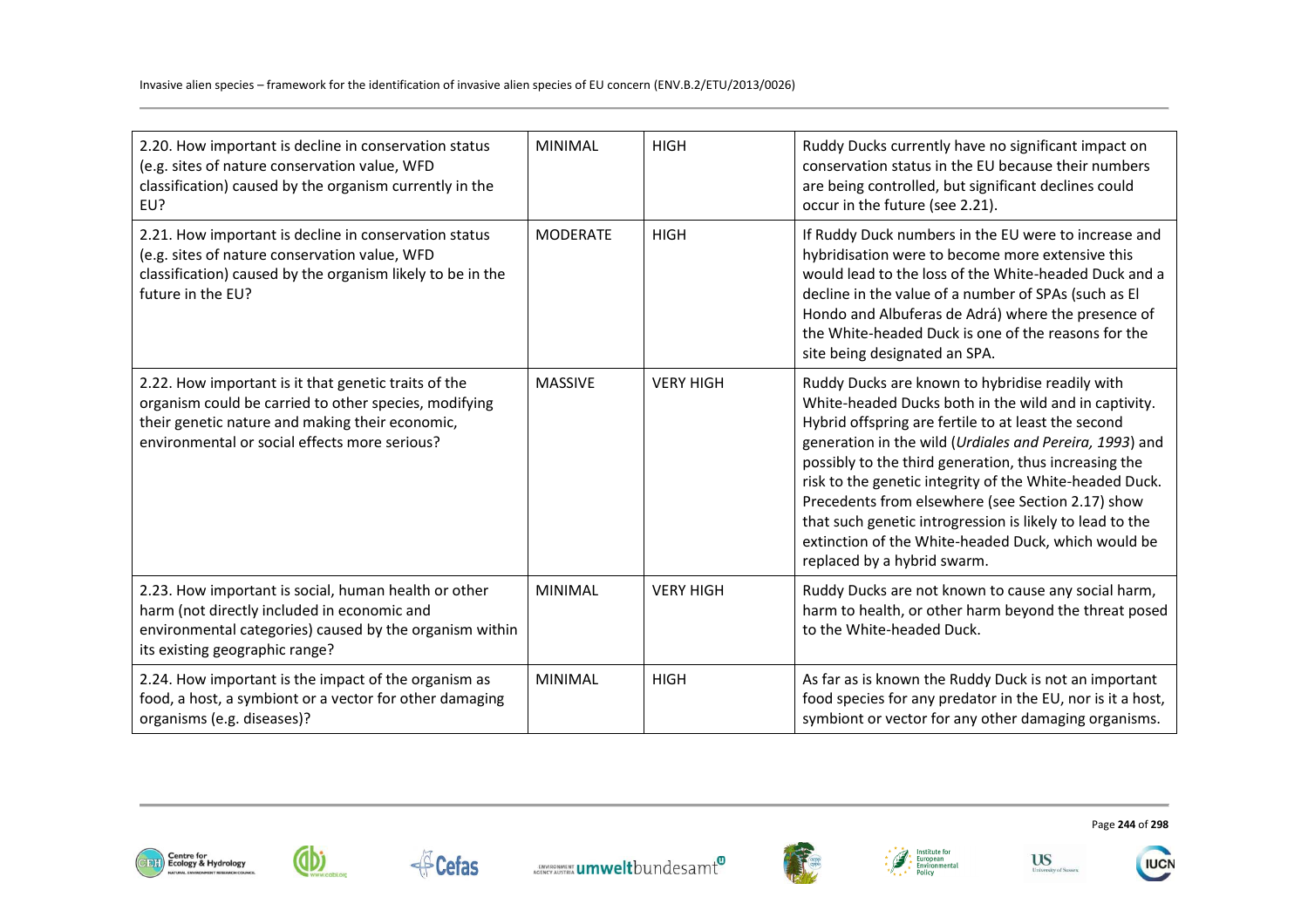| | | | |
|---|---|---|---|
| 2.20. How important is decline in conservation status (e.g. sites of nature conservation value, WFD classification) caused by the organism currently in the EU? | MINIMAL | HIGH | Ruddy Ducks currently have no significant impact on conservation status in the EU because their numbers are being controlled, but significant declines could occur in the future (see 2.21). |
| 2.21. How important is decline in conservation status (e.g. sites of nature conservation value, WFD classification) caused by the organism likely to be in the future in the EU? | MODERATE | HIGH | If Ruddy Duck numbers in the EU were to increase and hybridisation were to become more extensive this would lead to the loss of the White-headed Duck and a decline in the value of a number of SPAs (such as El Hondo and Albuferas de Adrá) where the presence of the White-headed Duck is one of the reasons for the site being designated an SPA. |
| 2.22. How important is it that genetic traits of the organism could be carried to other species, modifying their genetic nature and making their economic, environmental or social effects more serious? | MASSIVE | VERY HIGH | Ruddy Ducks are known to hybridise readily with White-headed Ducks both in the wild and in captivity. Hybrid offspring are fertile to at least the second generation in the wild (*Urdiales and Pereira, 1993*) and possibly to the third generation, thus increasing the risk to the genetic integrity of the White-headed Duck. Precedents from elsewhere (see Section 2.17) show that such genetic introgression is likely to lead to the extinction of the White-headed Duck, which would be replaced by a hybrid swarm. |
| 2.23. How important is social, human health or other harm (not directly included in economic and environmental categories) caused by the organism within its existing geographic range? | MINIMAL | VERY HIGH | Ruddy Ducks are not known to cause any social harm, harm to health, or other harm beyond the threat posed to the White-headed Duck. |
| 2.24. How important is the impact of the organism as food, a host, a symbiont or a vector for other damaging organisms (e.g. diseases)? | MINIMAL | HIGH | As far as is known the Ruddy Duck is not an important food species for any predator in the EU, nor is it a host, symbiont or vector for any other damaging organisms. |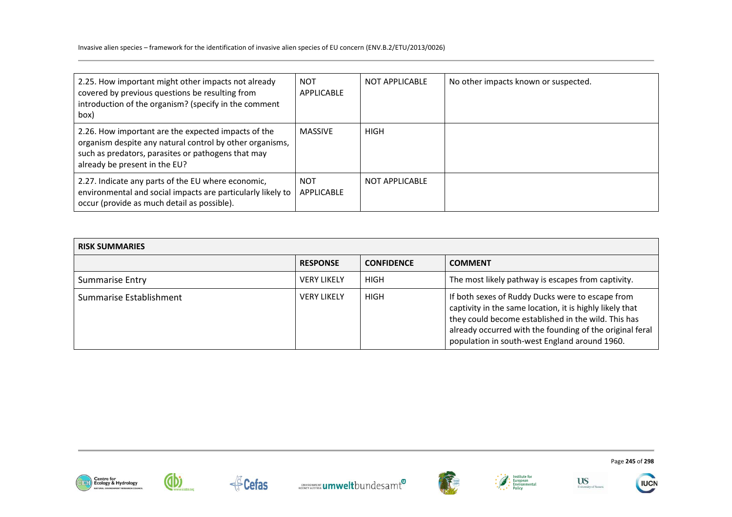| | | | |
|---|---|---|---|
| 2.25. How important might other impacts not already covered by previous questions be resulting from introduction of the organism? (specify in the comment box) | NOT APPLICABLE | NOT APPLICABLE | No other impacts known or suspected. |
| 2.26. How important are the expected impacts of the organism despite any natural control by other organisms, such as predators, parasites or pathogens that may already be present in the EU? | MASSIVE | HIGH | |
| 2.27. Indicate any parts of the EU where economic, environmental and social impacts are particularly likely to occur (provide as much detail as possible). | NOT APPLICABLE | NOT APPLICABLE | |

| RISK SUMMARIES | | | |
|---|---|---|---|
| | **RESPONSE** | **CONFIDENCE** | **COMMENT** |
| Summarise Entry | VERY LIKELY | HIGH | The most likely pathway is escapes from captivity. |
| Summarise Establishment | VERY LIKELY | HIGH | If both sexes of Ruddy Ducks were to escape from captivity in the same location, it is highly likely that they could become established in the wild. This has already occurred with the founding of the original feral population in south-west England around 1960. |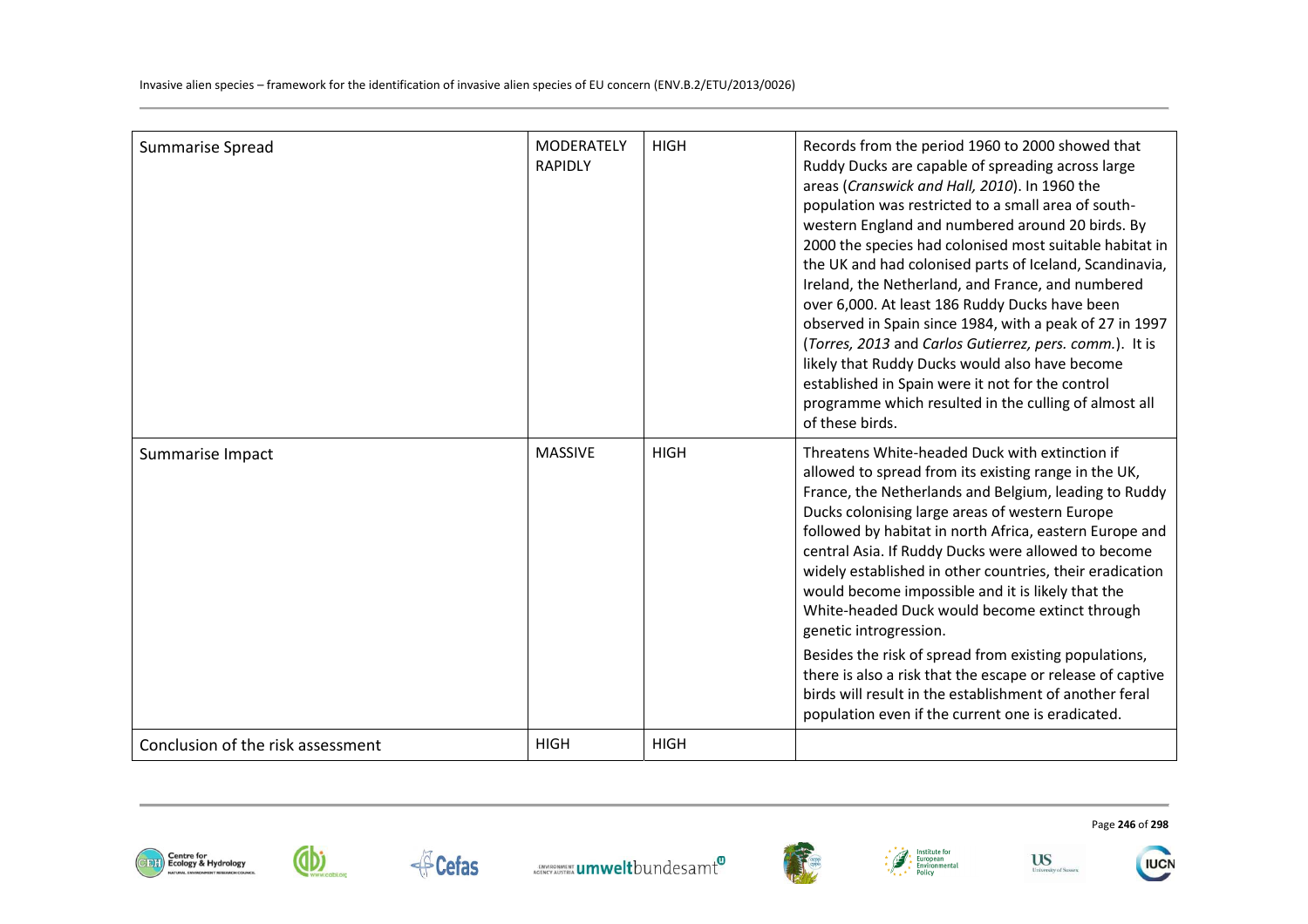| | | | |
|---|---|---|---|
| Summarise Spread | MODERATELY RAPIDLY | HIGH | Records from the period 1960 to 2000 showed that Ruddy Ducks are capable of spreading across large areas (*Cranswick and Hall, 2010*). In 1960 the population was restricted to a small area of south-western England and numbered around 20 birds. By 2000 the species had colonised most suitable habitat in the UK and had colonised parts of Iceland, Scandinavia, Ireland, the Netherland, and France, and numbered over 6,000. At least 186 Ruddy Ducks have been observed in Spain since 1984, with a peak of 27 in 1997 (*Torres, 2013* and *Carlos Gutierrez, pers. comm.*). It is likely that Ruddy Ducks would also have become established in Spain were it not for the control programme which resulted in the culling of almost all of these birds. |
| Summarise Impact | MASSIVE | HIGH | Threatens White-headed Duck with extinction if allowed to spread from its existing range in the UK, France, the Netherlands and Belgium, leading to Ruddy Ducks colonising large areas of western Europe followed by habitat in north Africa, eastern Europe and central Asia. If Ruddy Ducks were allowed to become widely established in other countries, their eradication would become impossible and it is likely that the White-headed Duck would become extinct through genetic introgression.<br><br>Besides the risk of spread from existing populations, there is also a risk that the escape or release of captive birds will result in the establishment of another feral population even if the current one is eradicated. |
| Conclusion of the risk assessment | HIGH | HIGH | |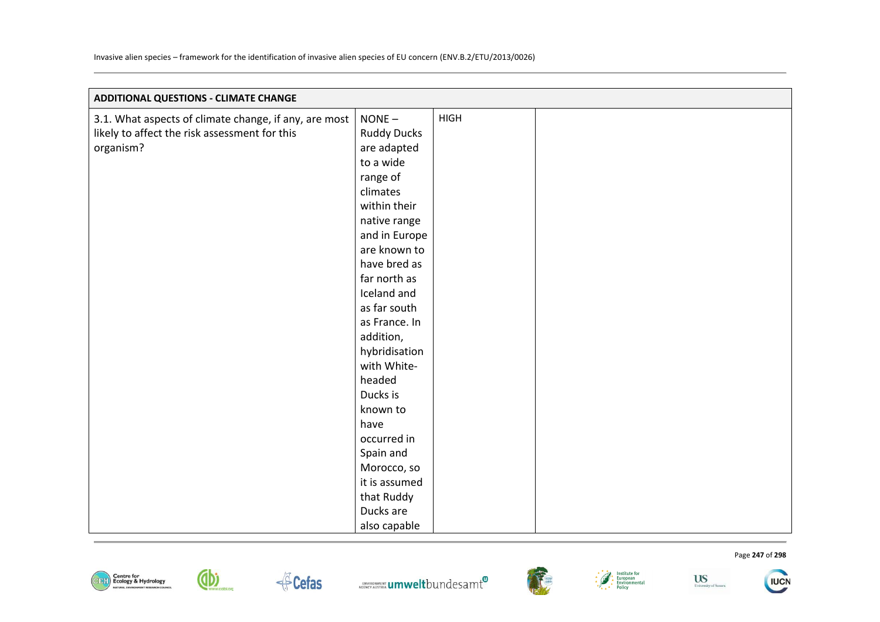| ADDITIONAL QUESTIONS - CLIMATE CHANGE | | | |
|---|---|---|---|
| 3.1. What aspects of climate change, if any, are most likely to affect the risk assessment for this organism? | NONE – Ruddy Ducks are adapted to a wide range of climates within their native range and in Europe are known to have bred as far north as Iceland and as far south as France. In addition, hybridisation with White-headed Ducks is known to have occurred in Spain and Morocco, so it is assumed that Ruddy Ducks are also capable | HIGH | |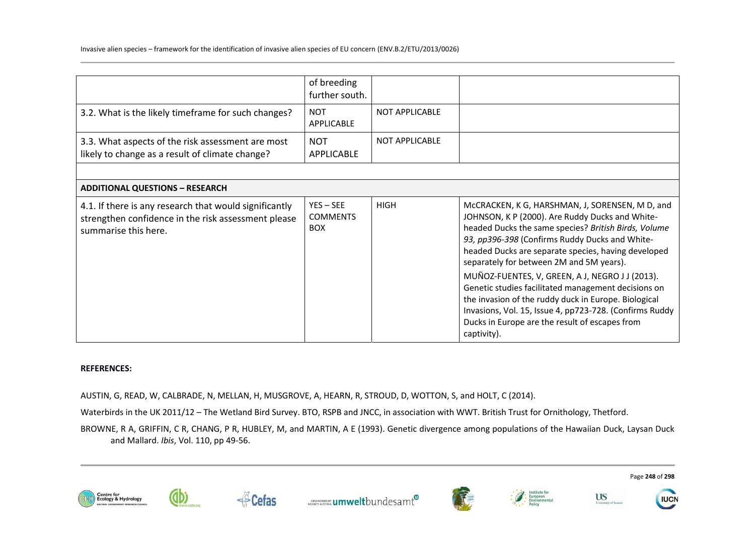| | | | |
|---|---|---|---|
| | of breeding further south. | | |
| 3.2. What is the likely timeframe for such changes? | NOT APPLICABLE | NOT APPLICABLE | |
| 3.3. What aspects of the risk assessment are most likely to change as a result of climate change? | NOT APPLICABLE | NOT APPLICABLE | |
| | | | |
| **ADDITIONAL QUESTIONS – RESEARCH** | | | |
| 4.1. If there is any research that would significantly strengthen confidence in the risk assessment please summarise this here. | YES – SEE COMMENTS BOX | HIGH | McCRACKEN, K G, HARSHMAN, J, SORENSEN, M D, and JOHNSON, K P (2000). Are Ruddy Ducks and White-headed Ducks the same species? *British Birds, Volume 93, pp396-398* (Confirms Ruddy Ducks and White-headed Ducks are separate species, having developed separately for between 2M and 5M years).<br>MUÑOZ-FUENTES, V, GREEN, A J, NEGRO J J (2013). Genetic studies facilitated management decisions on the invasion of the ruddy duck in Europe. Biological Invasions, Vol. 15, Issue 4, pp723-728. (Confirms Ruddy Ducks in Europe are the result of escapes from captivity). |

**REFERENCES:**

AUSTIN, G, READ, W, CALBRADE, N, MELLAN, H, MUSGROVE, A, HEARN, R, STROUD, D, WOTTON, S, and HOLT, C (2014).

Waterbirds in the UK 2011/12 – The Wetland Bird Survey. BTO, RSPB and JNCC, in association with WWT. British Trust for Ornithology, Thetford.

BROWNE, R A, GRIFFIN, C R, CHANG, P R, HUBLEY, M, and MARTIN, A E (1993). Genetic divergence among populations of the Hawaiian Duck, Laysan Duck and Mallard. *Ibis*, Vol. 110, pp 49-56.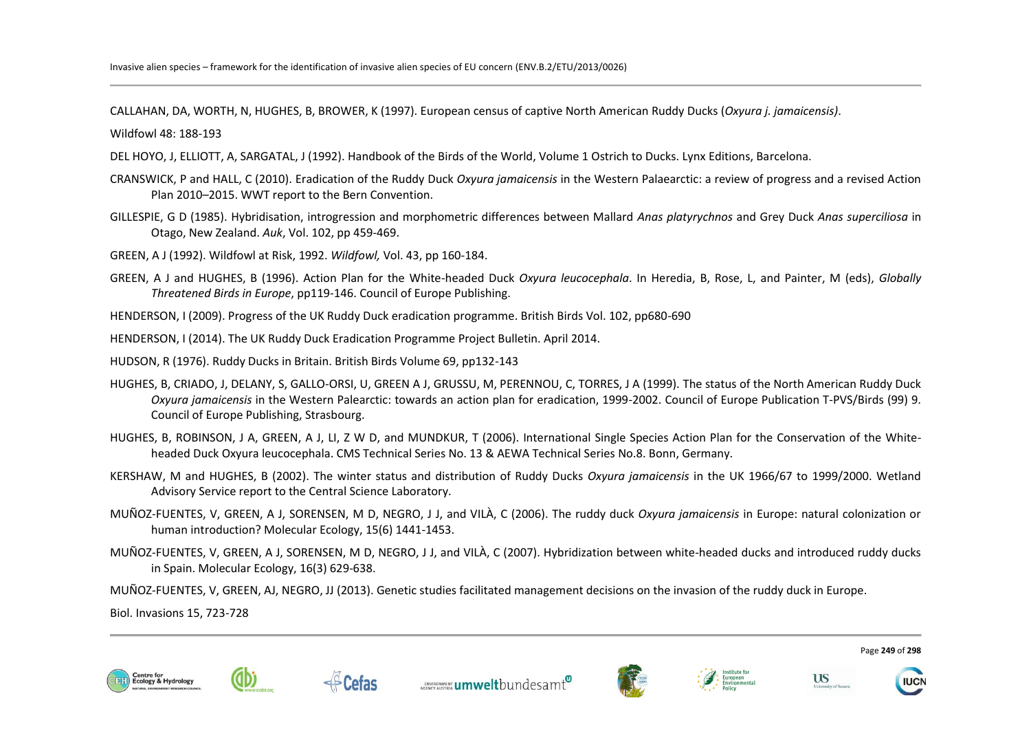CALLAHAN, DA, WORTH, N, HUGHES, B, BROWER, K (1997). European census of captive North American Ruddy Ducks (*Oxyura j. jamaicensis)*.

Wildfowl 48: 188-193

DEL HOYO, J, ELLIOTT, A, SARGATAL, J (1992). Handbook of the Birds of the World, Volume 1 Ostrich to Ducks. Lynx Editions, Barcelona.

CRANSWICK, P and HALL, C (2010). Eradication of the Ruddy Duck *Oxyura jamaicensis* in the Western Palaearctic: a review of progress and a revised Action Plan 2010–2015. WWT report to the Bern Convention.

GILLESPIE, G D (1985). Hybridisation, introgression and morphometric differences between Mallard *Anas platyrychnos* and Grey Duck *Anas superciliosa* in Otago, New Zealand. *Auk*, Vol. 102, pp 459-469.

GREEN, A J (1992). Wildfowl at Risk, 1992. *Wildfowl,* Vol. 43, pp 160-184.

GREEN, A J and HUGHES, B (1996). Action Plan for the White-headed Duck *Oxyura leucocephala*. In Heredia, B, Rose, L, and Painter, M (eds), *Globally Threatened Birds in Europe*, pp119-146. Council of Europe Publishing.

HENDERSON, I (2009). Progress of the UK Ruddy Duck eradication programme. British Birds Vol. 102, pp680-690

HENDERSON, I (2014). The UK Ruddy Duck Eradication Programme Project Bulletin. April 2014.

HUDSON, R (1976). Ruddy Ducks in Britain. British Birds Volume 69, pp132-143

HUGHES, B, CRIADO, J, DELANY, S, GALLO-ORSI, U, GREEN A J, GRUSSU, M, PERENNOU, C, TORRES, J A (1999). The status of the North American Ruddy Duck *Oxyura jamaicensis* in the Western Palearctic: towards an action plan for eradication, 1999-2002. Council of Europe Publication T-PVS/Birds (99) 9. Council of Europe Publishing, Strasbourg.

HUGHES, B, ROBINSON, J A, GREEN, A J, LI, Z W D, and MUNDKUR, T (2006). International Single Species Action Plan for the Conservation of the White-headed Duck Oxyura leucocephala. CMS Technical Series No. 13 & AEWA Technical Series No.8. Bonn, Germany.

KERSHAW, M and HUGHES, B (2002). The winter status and distribution of Ruddy Ducks *Oxyura jamaicensis* in the UK 1966/67 to 1999/2000. Wetland Advisory Service report to the Central Science Laboratory.

MUÑOZ-FUENTES, V, GREEN, A J, SORENSEN, M D, NEGRO, J J, and VILÀ, C (2006). The ruddy duck *Oxyura jamaicensis* in Europe: natural colonization or human introduction? Molecular Ecology, 15(6) 1441-1453.

MUÑOZ-FUENTES, V, GREEN, A J, SORENSEN, M D, NEGRO, J J, and VILÀ, C (2007). Hybridization between white-headed ducks and introduced ruddy ducks in Spain. Molecular Ecology, 16(3) 629-638.

MUÑOZ-FUENTES, V, GREEN, AJ, NEGRO, JJ (2013). Genetic studies facilitated management decisions on the invasion of the ruddy duck in Europe.

Biol. Invasions 15, 723-728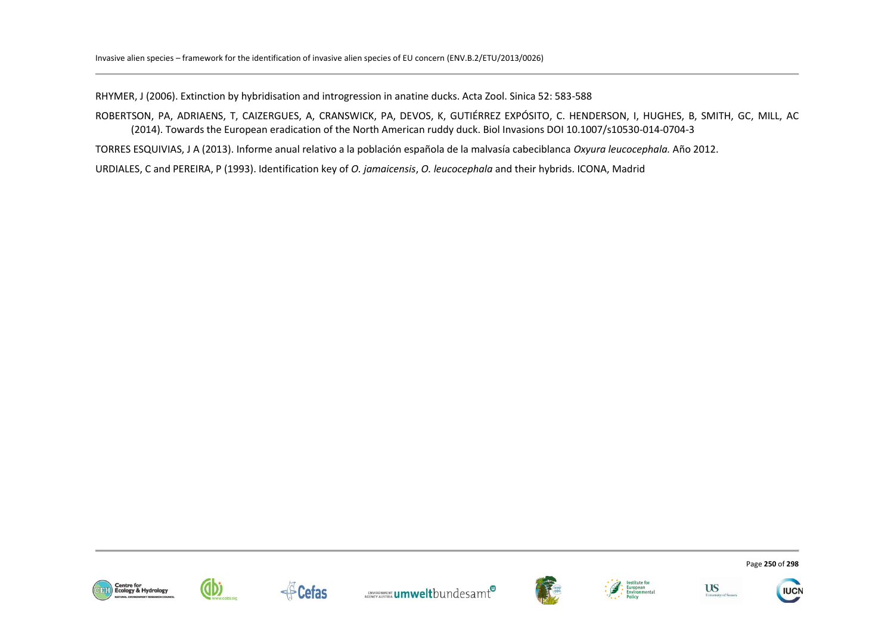RHYMER, J (2006). Extinction by hybridisation and introgression in anatine ducks. Acta Zool. Sinica 52: 583-588

ROBERTSON, PA, ADRIAENS, T, CAIZERGUES, A, CRANSWICK, PA, DEVOS, K, GUTIÉRREZ EXPÓSITO, C. HENDERSON, I, HUGHES, B, SMITH, GC, MILL, AC (2014). Towards the European eradication of the North American ruddy duck. Biol Invasions DOI 10.1007/s10530-014-0704-3

TORRES ESQUIVIAS, J A (2013). Informe anual relativo a la población española de la malvasía cabeciblanca *Oxyura leucocephala.* Año 2012.

URDIALES, C and PEREIRA, P (1993). Identification key of *O. jamaicensis*, *O. leucocephala* and their hybrids. ICONA, Madrid